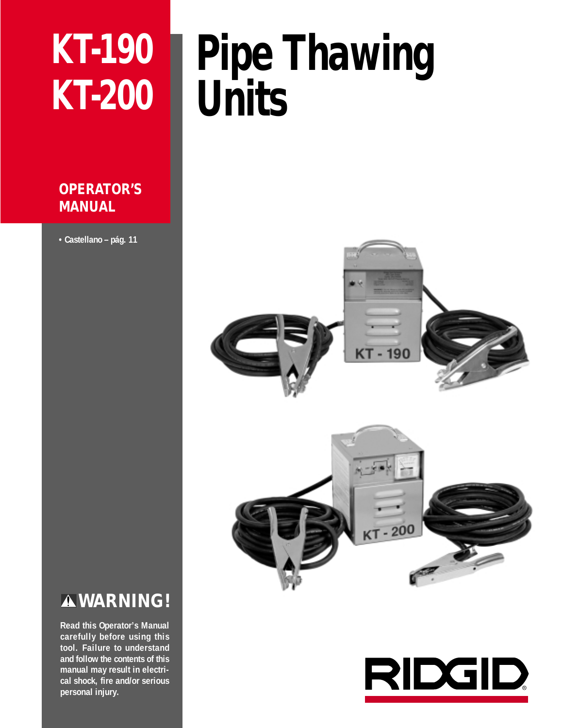# KT-190
# KT-200

# Pipe Thawing Units

**OPERATOR'S MANUAL**

• Castellano – pág. 11

## ⚠ WARNING!

**Read this Operator's Manual carefully before using this tool. Failure to understand and follow the contents of this manual may result in electrical shock, fire and/or serious personal injury.**

RIDGID®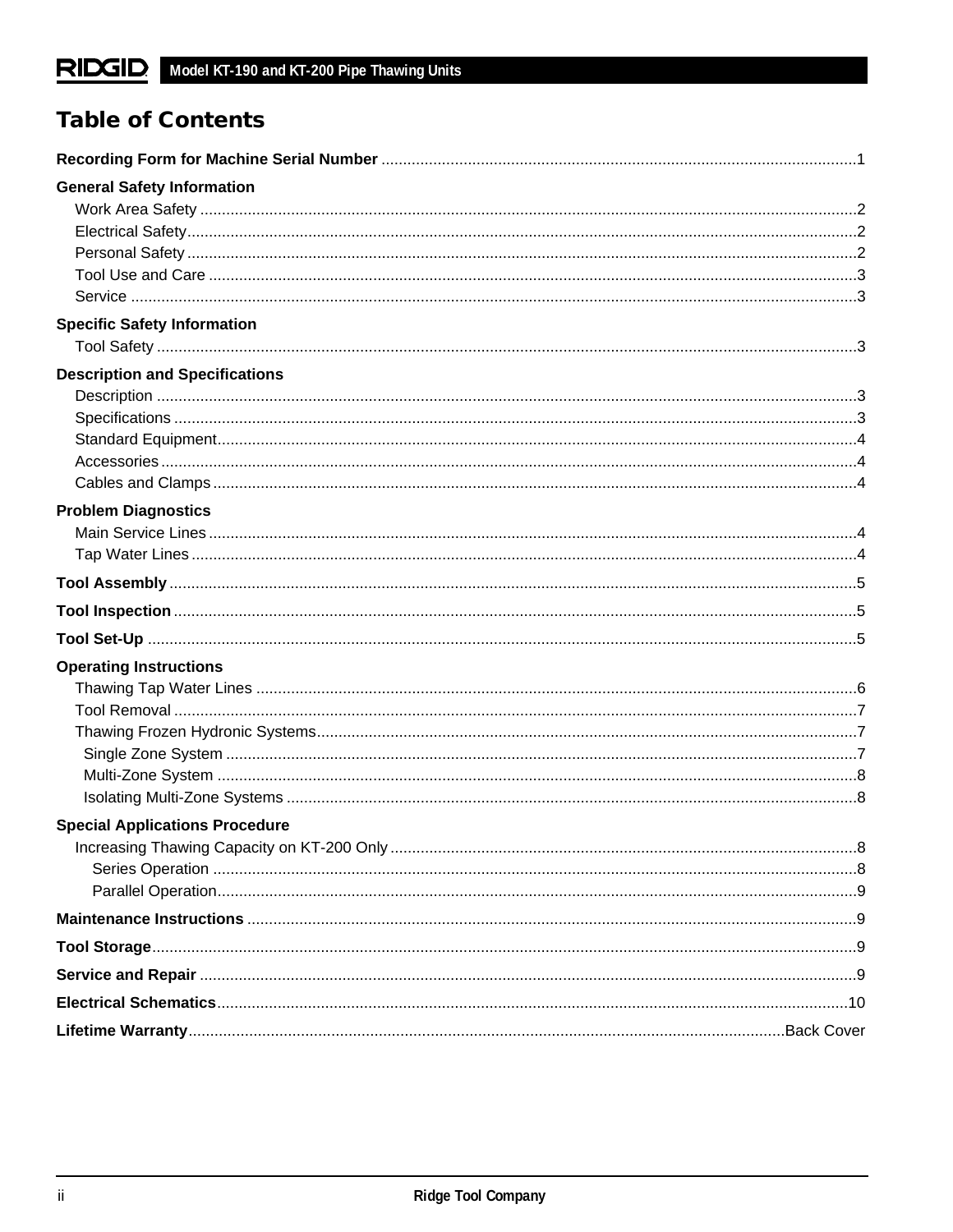# Table of Contents

**Recording Form for Machine Serial Number** ............ 1

**General Safety Information**

- Work Area Safety ............ 2
- Electrical Safety ............ 2
- Personal Safety ............ 2
- Tool Use and Care ............ 3
- Service ............ 3

**Specific Safety Information**

- Tool Safety ............ 3

**Description and Specifications**

- Description ............ 3
- Specifications ............ 3
- Standard Equipment ............ 4
- Accessories ............ 4
- Cables and Clamps ............ 4

**Problem Diagnostics**

- Main Service Lines ............ 4
- Tap Water Lines ............ 4

**Tool Assembly** ............ 5

**Tool Inspection** ............ 5

**Tool Set-Up** ............ 5

**Operating Instructions**

- Thawing Tap Water Lines ............ 6
- Tool Removal ............ 7
- Thawing Frozen Hydronic Systems ............ 7
  - Single Zone System ............ 7
  - Multi-Zone System ............ 8
  - Isolating Multi-Zone Systems ............ 8

**Special Applications Procedure**

- Increasing Thawing Capacity on KT-200 Only ............ 8
  - Series Operation ............ 8
  - Parallel Operation ............ 9

**Maintenance Instructions** ............ 9

**Tool Storage** ............ 9

**Service and Repair** ............ 9

**Electrical Schematics** ............ 10

**Lifetime Warranty** ............ Back Cover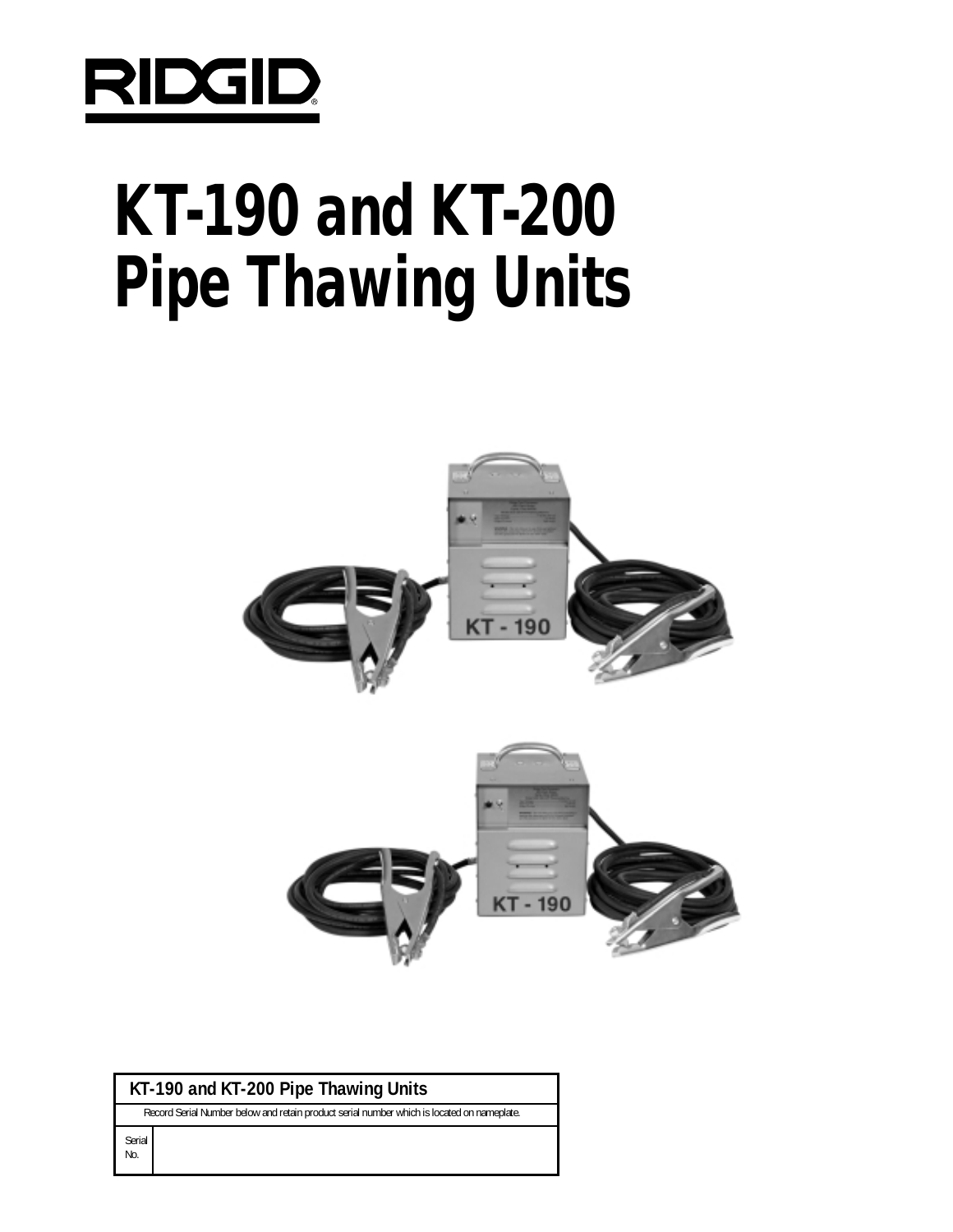RIDGID

# KT-190 and KT-200 Pipe Thawing Units

| KT-190 and KT-200 Pipe Thawing Units | |
|---|---|
| Record Serial Number below and retain product serial number which is located on nameplate. | |
| Serial No. | |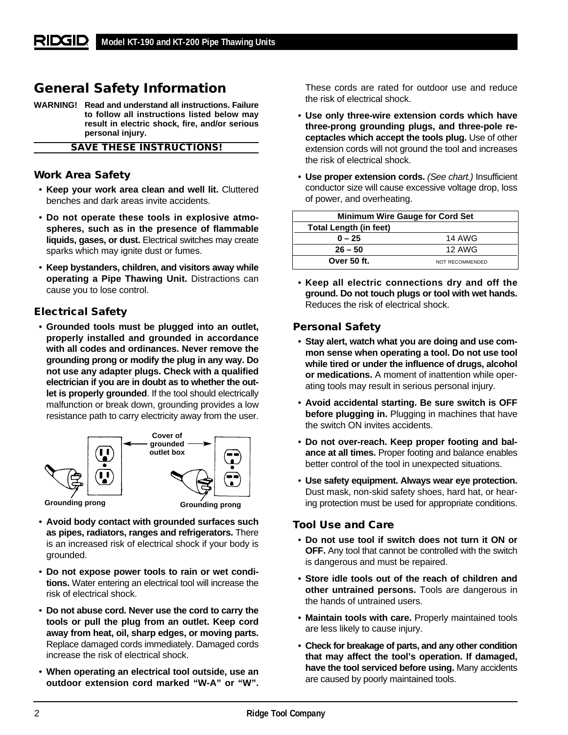# General Safety Information

**WARNING! Read and understand all instructions. Failure to follow all instructions listed below may result in electric shock, fire, and/or serious personal injury.**

**SAVE THESE INSTRUCTIONS!**

## Work Area Safety

- **Keep your work area clean and well lit.** Cluttered benches and dark areas invite accidents.
- **Do not operate these tools in explosive atmospheres, such as in the presence of flammable liquids, gases, or dust.** Electrical switches may create sparks which may ignite dust or fumes.
- **Keep bystanders, children, and visitors away while operating a Pipe Thawing Unit.** Distractions can cause you to lose control.

## Electrical Safety

- **Grounded tools must be plugged into an outlet, properly installed and grounded in accordance with all codes and ordinances. Never remove the grounding prong or modify the plug in any way. Do not use any adapter plugs. Check with a qualified electrician if you are in doubt as to whether the outlet is properly grounded**. If the tool should electrically malfunction or break down, grounding provides a low resistance path to carry electricity away from the user.

Cover of grounded outlet box

Grounding prong

Grounding prong

- **Avoid body contact with grounded surfaces such as pipes, radiators, ranges and refrigerators.** There is an increased risk of electrical shock if your body is grounded.
- **Do not expose power tools to rain or wet conditions.** Water entering an electrical tool will increase the risk of electrical shock.
- **Do not abuse cord. Never use the cord to carry the tools or pull the plug from an outlet. Keep cord away from heat, oil, sharp edges, or moving parts.** Replace damaged cords immediately. Damaged cords increase the risk of electrical shock.
- **When operating an electrical tool outside, use an outdoor extension cord marked "W-A" or "W".** These cords are rated for outdoor use and reduce the risk of electrical shock.
- **Use only three-wire extension cords which have three-prong grounding plugs, and three-pole receptacles which accept the tools plug.** Use of other extension cords will not ground the tool and increases the risk of electrical shock.
- **Use proper extension cords.** *(See chart.)* Insufficient conductor size will cause excessive voltage drop, loss of power, and overheating.

| Minimum Wire Gauge for Cord Set | |
|---|---|
| **Total Length (in feet)** | |
| **0 – 25** | 14 AWG |
| **26 – 50** | 12 AWG |
| **Over 50 ft.** | NOT RECOMMENDED |

- **Keep all electric connections dry and off the ground. Do not touch plugs or tool with wet hands.** Reduces the risk of electrical shock.

## Personal Safety

- **Stay alert, watch what you are doing and use common sense when operating a tool. Do not use tool while tired or under the influence of drugs, alcohol or medications.** A moment of inattention while operating tools may result in serious personal injury.
- **Avoid accidental starting. Be sure switch is OFF before plugging in.** Plugging in machines that have the switch ON invites accidents.
- **Do not over-reach. Keep proper footing and balance at all times.** Proper footing and balance enables better control of the tool in unexpected situations.
- **Use safety equipment. Always wear eye protection.** Dust mask, non-skid safety shoes, hard hat, or hearing protection must be used for appropriate conditions.

## Tool Use and Care

- **Do not use tool if switch does not turn it ON or OFF.** Any tool that cannot be controlled with the switch is dangerous and must be repaired.
- **Store idle tools out of the reach of children and other untrained persons.** Tools are dangerous in the hands of untrained users.
- **Maintain tools with care.** Properly maintained tools are less likely to cause injury.
- **Check for breakage of parts, and any other condition that may affect the tool's operation. If damaged, have the tool serviced before using.** Many accidents are caused by poorly maintained tools.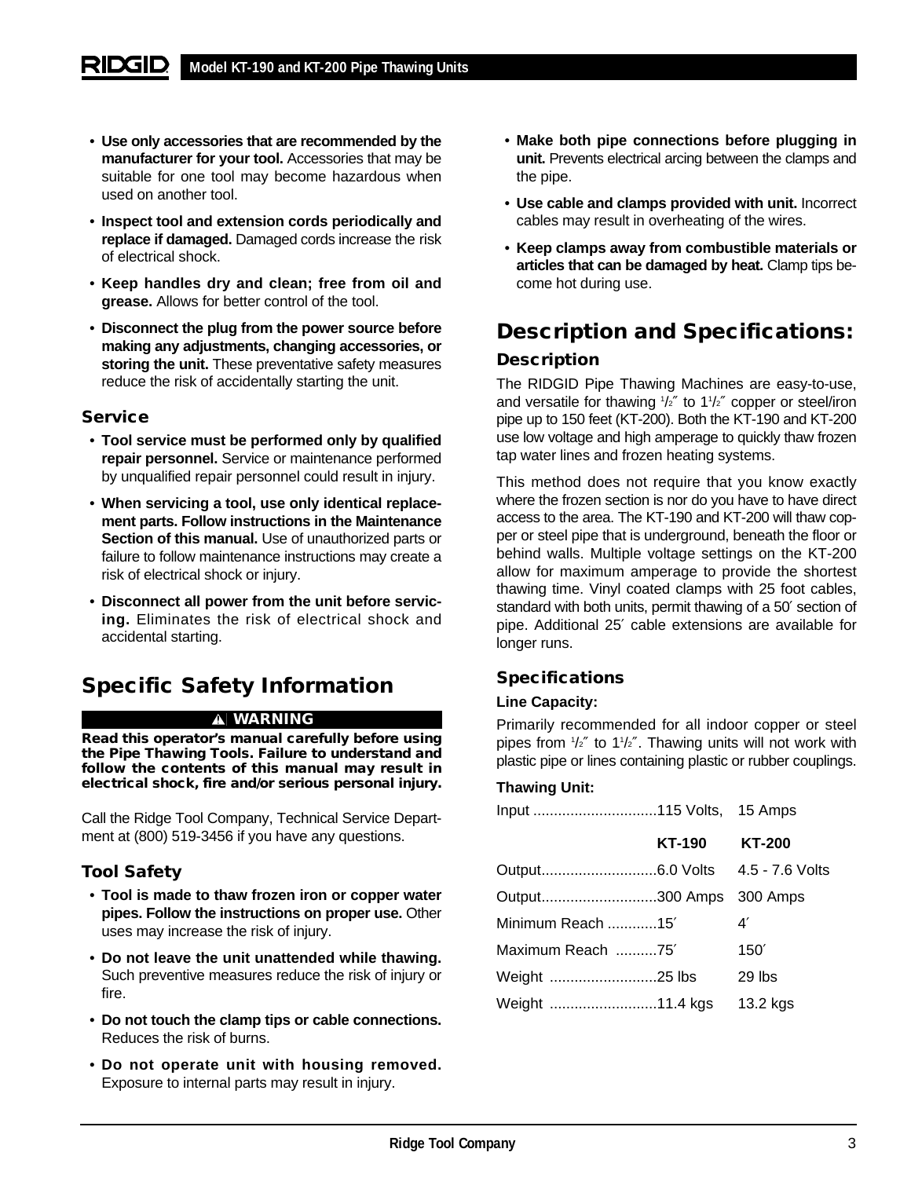- **Use only accessories that are recommended by the manufacturer for your tool.** Accessories that may be suitable for one tool may become hazardous when used on another tool.
- **Inspect tool and extension cords periodically and replace if damaged.** Damaged cords increase the risk of electrical shock.
- **Keep handles dry and clean; free from oil and grease.** Allows for better control of the tool.
- **Disconnect the plug from the power source before making any adjustments, changing accessories, or storing the unit.** These preventative safety measures reduce the risk of accidentally starting the unit.

### Service

- **Tool service must be performed only by qualified repair personnel.** Service or maintenance performed by unqualified repair personnel could result in injury.
- **When servicing a tool, use only identical replacement parts. Follow instructions in the Maintenance Section of this manual.** Use of unauthorized parts or failure to follow maintenance instructions may create a risk of electrical shock or injury.
- **Disconnect all power from the unit before servicing.** Eliminates the risk of electrical shock and accidental starting.

## Specific Safety Information

**⚠ WARNING**

**Read this operator's manual carefully before using the Pipe Thawing Tools. Failure to understand and follow the contents of this manual may result in electrical shock, fire and/or serious personal injury.**

Call the Ridge Tool Company, Technical Service Department at (800) 519-3456 if you have any questions.

### Tool Safety

- **Tool is made to thaw frozen iron or copper water pipes. Follow the instructions on proper use.** Other uses may increase the risk of injury.
- **Do not leave the unit unattended while thawing.** Such preventive measures reduce the risk of injury or fire.
- **Do not touch the clamp tips or cable connections.** Reduces the risk of burns.
- **Do not operate unit with housing removed.** Exposure to internal parts may result in injury.
- **Make both pipe connections before plugging in unit.** Prevents electrical arcing between the clamps and the pipe.
- **Use cable and clamps provided with unit.** Incorrect cables may result in overheating of the wires.
- **Keep clamps away from combustible materials or articles that can be damaged by heat.** Clamp tips become hot during use.

## Description and Specifications:

### Description

The RIDGID Pipe Thawing Machines are easy-to-use, and versatile for thawing 1/2″ to 1 1/2″ copper or steel/iron pipe up to 150 feet (KT-200). Both the KT-190 and KT-200 use low voltage and high amperage to quickly thaw frozen tap water lines and frozen heating systems.

This method does not require that you know exactly where the frozen section is nor do you have to have direct access to the area. The KT-190 and KT-200 will thaw copper or steel pipe that is underground, beneath the floor or behind walls. Multiple voltage settings on the KT-200 allow for maximum amperage to provide the shortest thawing time. Vinyl coated clamps with 25 foot cables, standard with both units, permit thawing of a 50′ section of pipe. Additional 25′ cable extensions are available for longer runs.

### Specifications

**Line Capacity:**

Primarily recommended for all indoor copper or steel pipes from 1/2″ to 1 1/2″. Thawing units will not work with plastic pipe or lines containing plastic or rubber couplings.

**Thawing Unit:**

Input ..............................115 Volts, 15 Amps

| | KT-190 | KT-200 |
|---|---|---|
| Output | 6.0 Volts | 4.5 - 7.6 Volts |
| Output | 300 Amps | 300 Amps |
| Minimum Reach | 15′ | 4′ |
| Maximum Reach | 75′ | 150′ |
| Weight | 25 lbs | 29 lbs |
| Weight | 11.4 kgs | 13.2 kgs |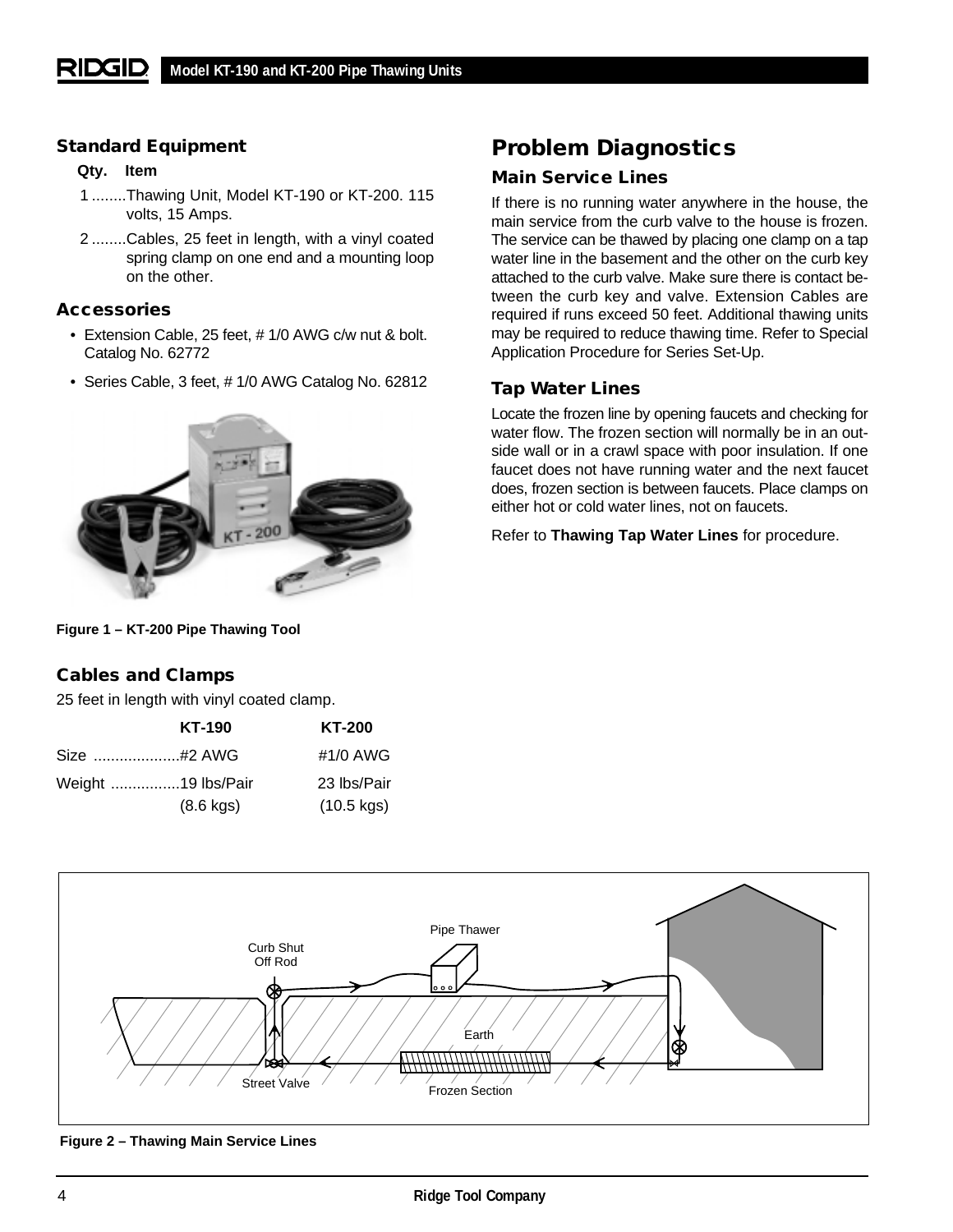### Standard Equipment

**Qty. Item**

1 ........Thawing Unit, Model KT-190 or KT-200. 115 volts, 15 Amps.

2 ........Cables, 25 feet in length, with a vinyl coated spring clamp on one end and a mounting loop on the other.

### Accessories

- Extension Cable, 25 feet, # 1/0 AWG c/w nut & bolt. Catalog No. 62772
- Series Cable, 3 feet, # 1/0 AWG Catalog No. 62812

**Figure 1 – KT-200 Pipe Thawing Tool**

### Cables and Clamps

25 feet in length with vinyl coated clamp.

| | KT-190 | KT-200 |
|---|---|---|
| Size | #2 AWG | #1/0 AWG |
| Weight | 19 lbs/Pair (8.6 kgs) | 23 lbs/Pair (10.5 kgs) |

## Problem Diagnostics

### Main Service Lines

If there is no running water anywhere in the house, the main service from the curb valve to the house is frozen. The service can be thawed by placing one clamp on a tap water line in the basement and the other on the curb key attached to the curb valve. Make sure there is contact between the curb key and valve. Extension Cables are required if runs exceed 50 feet. Additional thawing units may be required to reduce thawing time. Refer to Special Application Procedure for Series Set-Up.

### Tap Water Lines

Locate the frozen line by opening faucets and checking for water flow. The frozen section will normally be in an outside wall or in a crawl space with poor insulation. If one faucet does not have running water and the next faucet does, frozen section is between faucets. Place clamps on either hot or cold water lines, not on faucets.

Refer to **Thawing Tap Water Lines** for procedure.

**Figure 2 – Thawing Main Service Lines**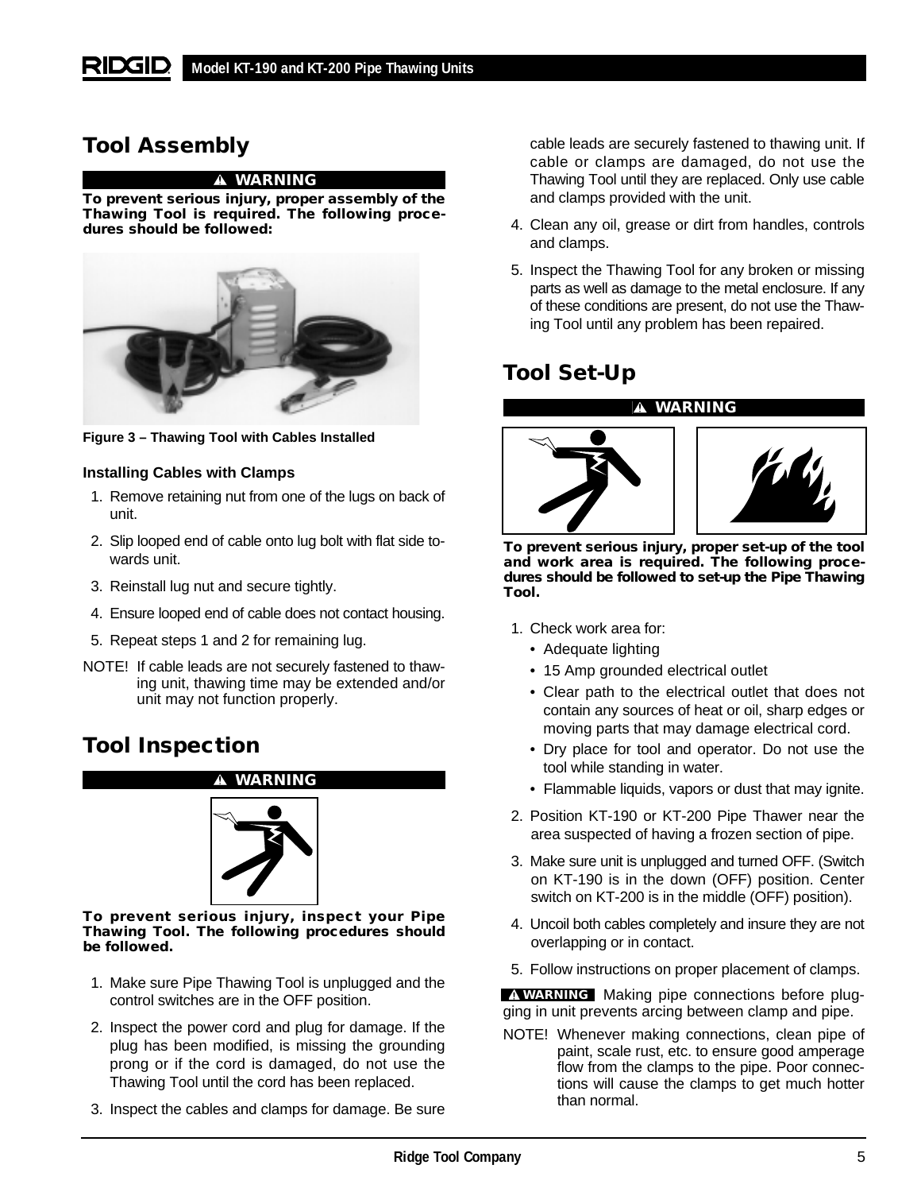## Tool Assembly

**⚠ WARNING**

**To prevent serious injury, proper assembly of the Thawing Tool is required. The following procedures should be followed:**

Figure 3 – Thawing Tool with Cables Installed

### Installing Cables with Clamps

1. Remove retaining nut from one of the lugs on back of unit.
2. Slip looped end of cable onto lug bolt with flat side towards unit.
3. Reinstall lug nut and secure tightly.
4. Ensure looped end of cable does not contact housing.
5. Repeat steps 1 and 2 for remaining lug.

NOTE! If cable leads are not securely fastened to thawing unit, thawing time may be extended and/or unit may not function properly.

## Tool Inspection

**⚠ WARNING**

**To prevent serious injury, inspect your Pipe Thawing Tool. The following procedures should be followed.**

1. Make sure Pipe Thawing Tool is unplugged and the control switches are in the OFF position.
2. Inspect the power cord and plug for damage. If the plug has been modified, is missing the grounding prong or if the cord is damaged, do not use the Thawing Tool until the cord has been replaced.
3. Inspect the cables and clamps for damage. Be sure cable leads are securely fastened to thawing unit. If cable or clamps are damaged, do not use the Thawing Tool until they are replaced. Only use cable and clamps provided with the unit.
4. Clean any oil, grease or dirt from handles, controls and clamps.
5. Inspect the Thawing Tool for any broken or missing parts as well as damage to the metal enclosure. If any of these conditions are present, do not use the Thawing Tool until any problem has been repaired.

## Tool Set-Up

**⚠ WARNING**

**To prevent serious injury, proper set-up of the tool and work area is required. The following procedures should be followed to set-up the Pipe Thawing Tool.**

1. Check work area for:
   - Adequate lighting
   - 15 Amp grounded electrical outlet
   - Clear path to the electrical outlet that does not contain any sources of heat or oil, sharp edges or moving parts that may damage electrical cord.
   - Dry place for tool and operator. Do not use the tool while standing in water.
   - Flammable liquids, vapors or dust that may ignite.
2. Position KT-190 or KT-200 Pipe Thawer near the area suspected of having a frozen section of pipe.
3. Make sure unit is unplugged and turned OFF. (Switch on KT-190 is in the down (OFF) position. Center switch on KT-200 is in the middle (OFF) position).
4. Uncoil both cables completely and insure they are not overlapping or in contact.
5. Follow instructions on proper placement of clamps.

**⚠ WARNING** Making pipe connections before plugging in unit prevents arcing between clamp and pipe.

NOTE! Whenever making connections, clean pipe of paint, scale rust, etc. to ensure good amperage flow from the clamps to the pipe. Poor connections will cause the clamps to get much hotter than normal.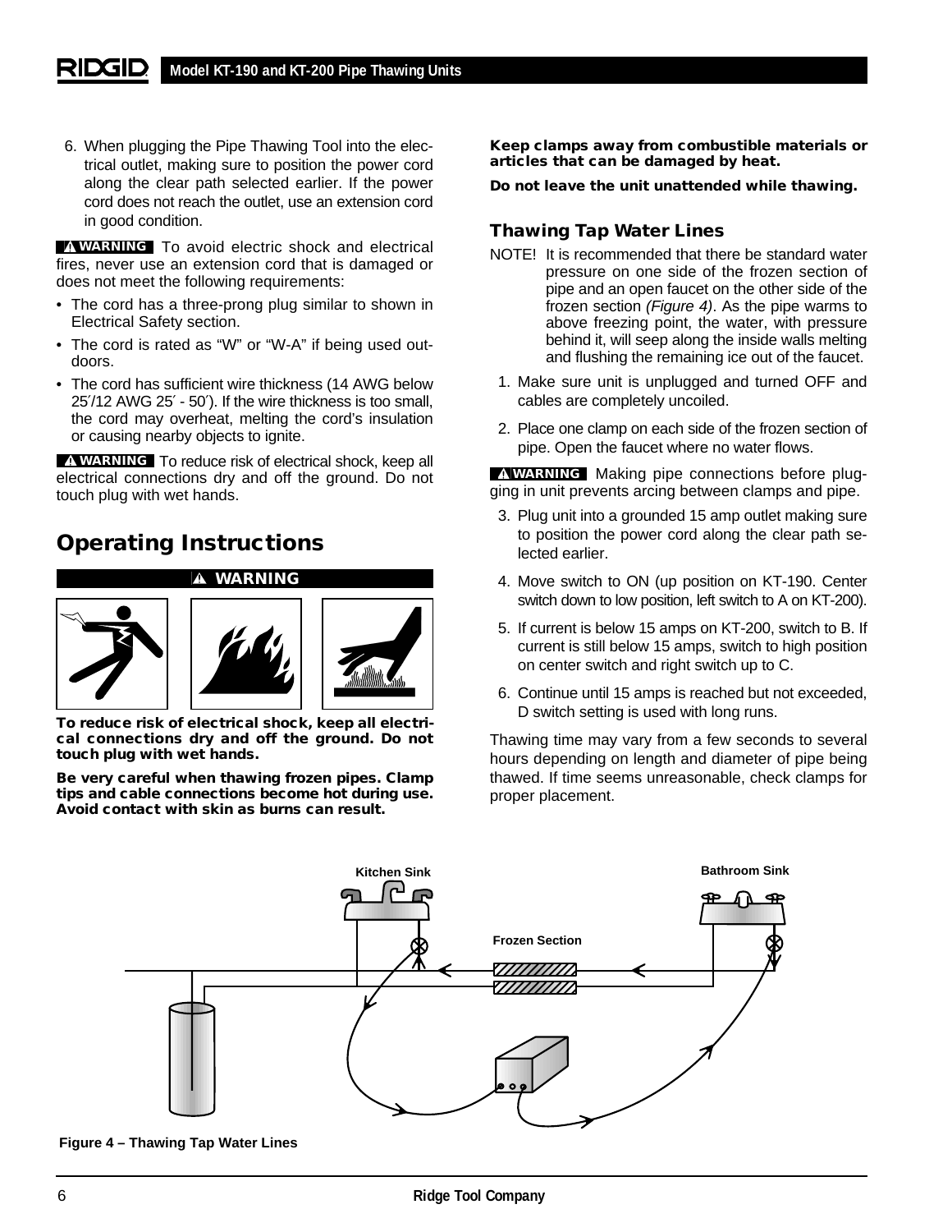6. When plugging the Pipe Thawing Tool into the electrical outlet, making sure to position the power cord along the clear path selected earlier. If the power cord does not reach the outlet, use an extension cord in good condition.

**⚠ WARNING** To avoid electric shock and electrical fires, never use an extension cord that is damaged or does not meet the following requirements:

- The cord has a three-prong plug similar to shown in Electrical Safety section.
- The cord is rated as “W” or “W-A” if being used outdoors.
- The cord has sufficient wire thickness (14 AWG below 25′/12 AWG 25′ - 50′). If the wire thickness is too small, the cord may overheat, melting the cord’s insulation or causing nearby objects to ignite.

**⚠ WARNING** To reduce risk of electrical shock, keep all electrical connections dry and off the ground. Do not touch plug with wet hands.

## Operating Instructions

**⚠ WARNING**

**To reduce risk of electrical shock, keep all electrical connections dry and off the ground. Do not touch plug with wet hands.**

**Be very careful when thawing frozen pipes. Clamp tips and cable connections become hot during use. Avoid contact with skin as burns can result.**

**Keep clamps away from combustible materials or articles that can be damaged by heat.**

**Do not leave the unit unattended while thawing.**

### Thawing Tap Water Lines

NOTE! It is recommended that there be standard water pressure on one side of the frozen section of pipe and an open faucet on the other side of the frozen section *(Figure 4)*. As the pipe warms to above freezing point, the water, with pressure behind it, will seep along the inside walls melting and flushing the remaining ice out of the faucet.

1. Make sure unit is unplugged and turned OFF and cables are completely uncoiled.
2. Place one clamp on each side of the frozen section of pipe. Open the faucet where no water flows.

**⚠ WARNING** Making pipe connections before plugging in unit prevents arcing between clamps and pipe.

3. Plug unit into a grounded 15 amp outlet making sure to position the power cord along the clear path selected earlier.
4. Move switch to ON (up position on KT-190. Center switch down to low position, left switch to A on KT-200).
5. If current is below 15 amps on KT-200, switch to B. If current is still below 15 amps, switch to high position on center switch and right switch up to C.
6. Continue until 15 amps is reached but not exceeded, D switch setting is used with long runs.

Thawing time may vary from a few seconds to several hours depending on length and diameter of pipe being thawed. If time seems unreasonable, check clamps for proper placement.

Kitchen Sink

Bathroom Sink

Frozen Section

Figure 4 – Thawing Tap Water Lines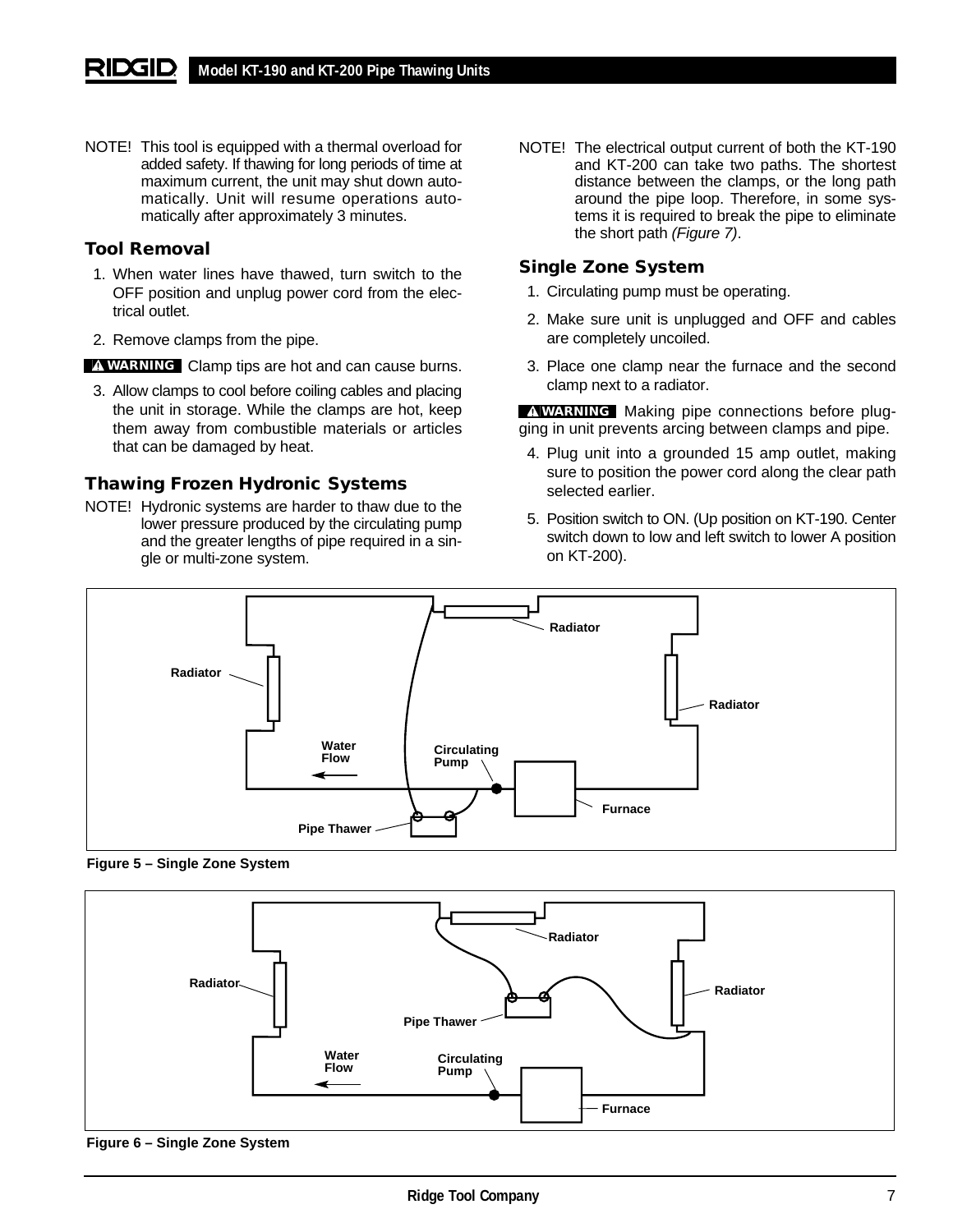NOTE! This tool is equipped with a thermal overload for added safety. If thawing for long periods of time at maximum current, the unit may shut down automatically. Unit will resume operations automatically after approximately 3 minutes.

### Tool Removal

1. When water lines have thawed, turn switch to the OFF position and unplug power cord from the electrical outlet.
2. Remove clamps from the pipe.

**WARNING** Clamp tips are hot and can cause burns.

3. Allow clamps to cool before coiling cables and placing the unit in storage. While the clamps are hot, keep them away from combustible materials or articles that can be damaged by heat.

### Thawing Frozen Hydronic Systems

NOTE! Hydronic systems are harder to thaw due to the lower pressure produced by the circulating pump and the greater lengths of pipe required in a single or multi-zone system.

NOTE! The electrical output current of both the KT-190 and KT-200 can take two paths. The shortest distance between the clamps, or the long path around the pipe loop. Therefore, in some systems it is required to break the pipe to eliminate the short path *(Figure 7)*.

### Single Zone System

1. Circulating pump must be operating.
2. Make sure unit is unplugged and OFF and cables are completely uncoiled.
3. Place one clamp near the furnace and the second clamp next to a radiator.

**WARNING** Making pipe connections before plugging in unit prevents arcing between clamps and pipe.

4. Plug unit into a grounded 15 amp outlet, making sure to position the power cord along the clear path selected earlier.
5. Position switch to ON. (Up position on KT-190. Center switch down to low and left switch to lower A position on KT-200).

**Figure 5 – Single Zone System**

**Figure 6 – Single Zone System**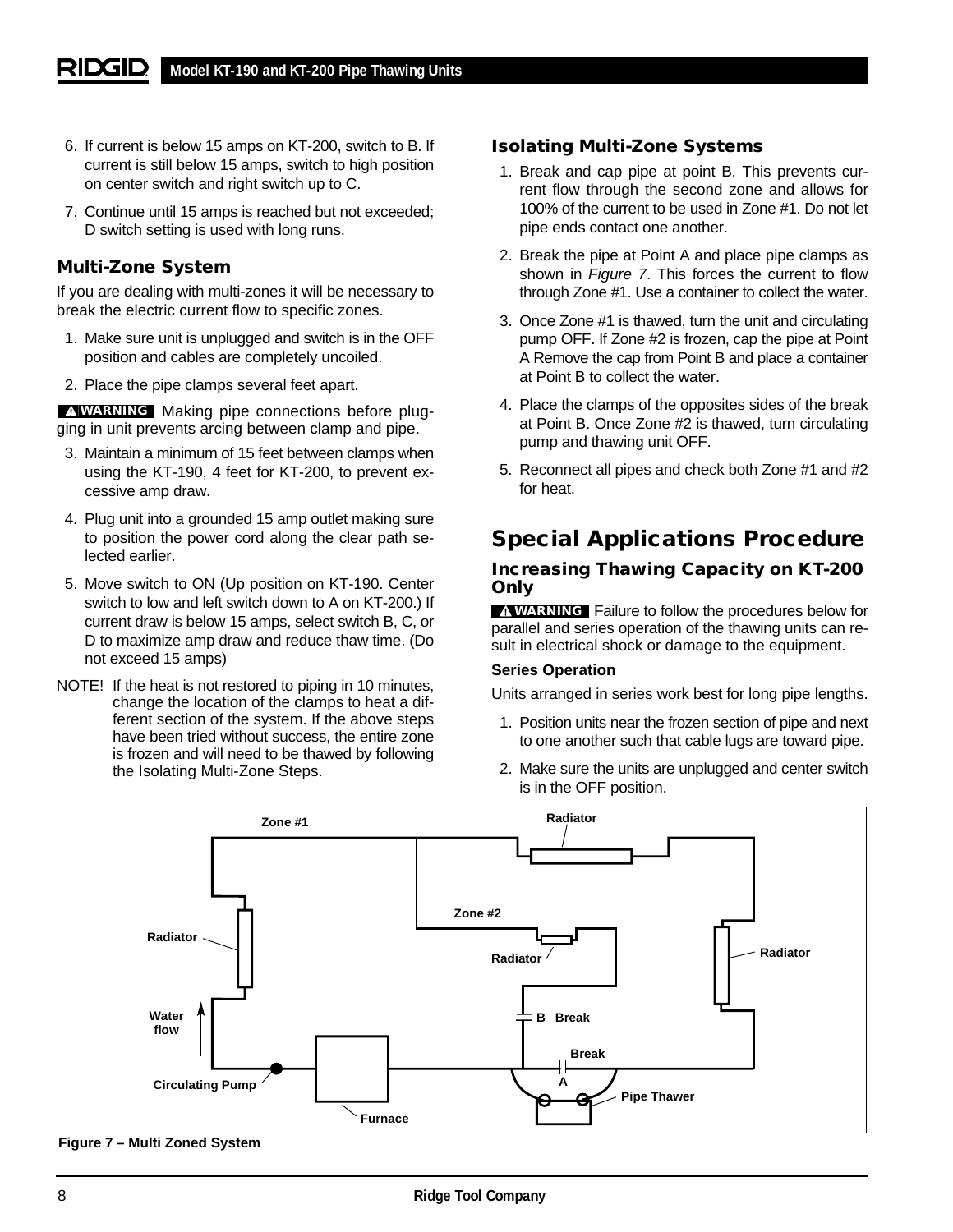6. If current is below 15 amps on KT-200, switch to B. If current is still below 15 amps, switch to high position on center switch and right switch up to C.
7. Continue until 15 amps is reached but not exceeded; D switch setting is used with long runs.

### Multi-Zone System

If you are dealing with multi-zones it will be necessary to break the electric current flow to specific zones.

1. Make sure unit is unplugged and switch is in the OFF position and cables are completely uncoiled.
2. Place the pipe clamps several feet apart.

**⚠ WARNING** Making pipe connections before plugging in unit prevents arcing between clamp and pipe.

3. Maintain a minimum of 15 feet between clamps when using the KT-190, 4 feet for KT-200, to prevent excessive amp draw.
4. Plug unit into a grounded 15 amp outlet making sure to position the power cord along the clear path selected earlier.
5. Move switch to ON (Up position on KT-190. Center switch to low and left switch down to A on KT-200.) If current draw is below 15 amps, select switch B, C, or D to maximize amp draw and reduce thaw time. (Do not exceed 15 amps)

NOTE! If the heat is not restored to piping in 10 minutes, change the location of the clamps to heat a different section of the system. If the above steps have been tried without success, the entire zone is frozen and will need to be thawed by following the Isolating Multi-Zone Steps.

### Isolating Multi-Zone Systems

1. Break and cap pipe at point B. This prevents current flow through the second zone and allows for 100% of the current to be used in Zone #1. Do not let pipe ends contact one another.
2. Break the pipe at Point A and place pipe clamps as shown in *Figure 7*. This forces the current to flow through Zone #1. Use a container to collect the water.
3. Once Zone #1 is thawed, turn the unit and circulating pump OFF. If Zone #2 is frozen, cap the pipe at Point A Remove the cap from Point B and place a container at Point B to collect the water.
4. Place the clamps of the opposites sides of the break at Point B. Once Zone #2 is thawed, turn circulating pump and thawing unit OFF.
5. Reconnect all pipes and check both Zone #1 and #2 for heat.

## Special Applications Procedure

### Increasing Thawing Capacity on KT-200 Only

**⚠ WARNING** Failure to follow the procedures below for parallel and series operation of the thawing units can result in electrical shock or damage to the equipment.

**Series Operation**

Units arranged in series work best for long pipe lengths.

1. Position units near the frozen section of pipe and next to one another such that cable lugs are toward pipe.
2. Make sure the units are unplugged and center switch is in the OFF position.

Figure 7 – Multi Zoned System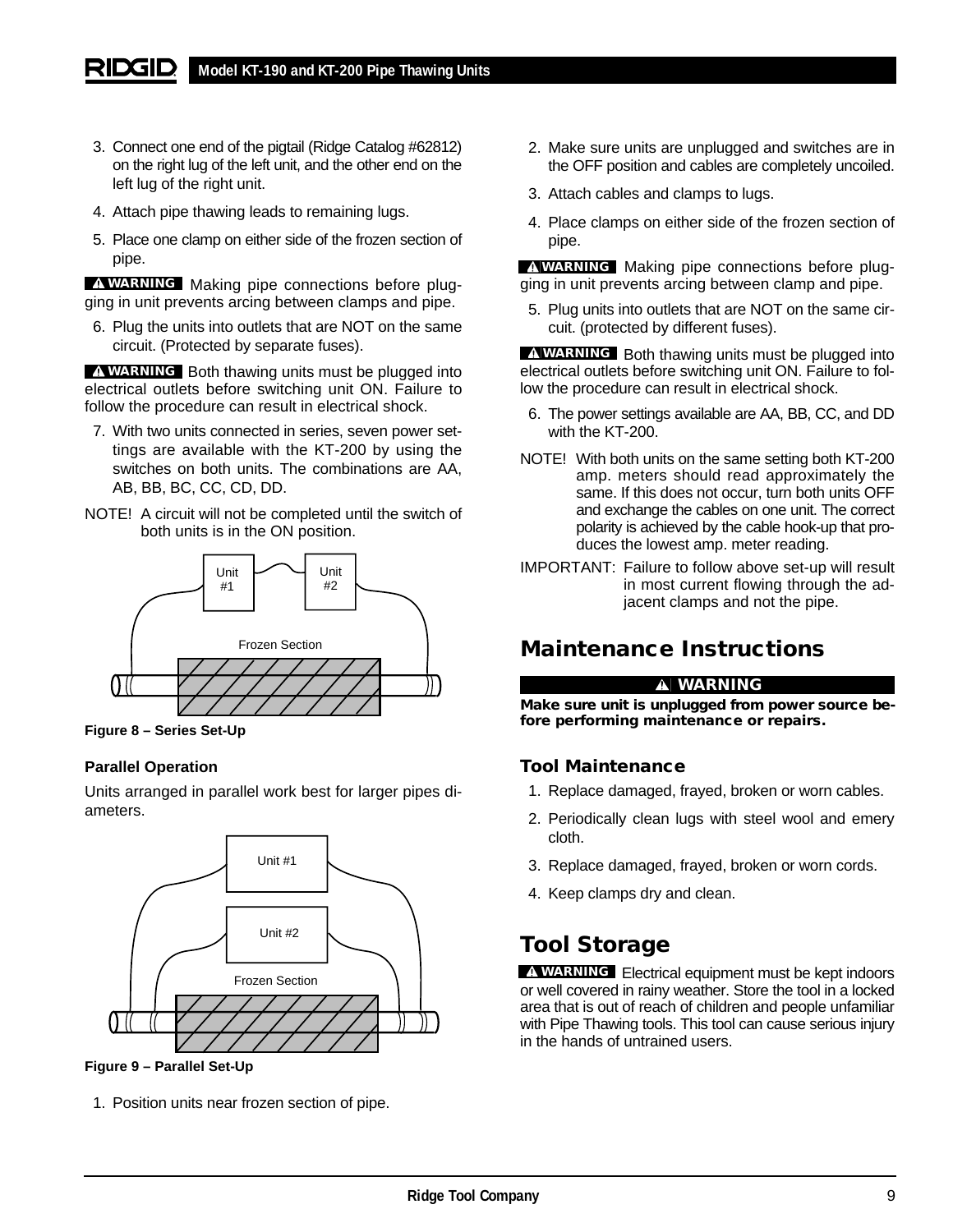3. Connect one end of the pigtail (Ridge Catalog #62812) on the right lug of the left unit, and the other end on the left lug of the right unit.
4. Attach pipe thawing leads to remaining lugs.
5. Place one clamp on either side of the frozen section of pipe.

**⚠ WARNING** Making pipe connections before plugging in unit prevents arcing between clamps and pipe.

6. Plug the units into outlets that are NOT on the same circuit. (Protected by separate fuses).

**⚠ WARNING** Both thawing units must be plugged into electrical outlets before switching unit ON. Failure to follow the procedure can result in electrical shock.

7. With two units connected in series, seven power settings are available with the KT-200 by using the switches on both units. The combinations are AA, AB, BB, BC, CC, CD, DD.

NOTE! A circuit will not be completed until the switch of both units is in the ON position.

**Figure 8 – Series Set-Up**

### Parallel Operation

Units arranged in parallel work best for larger pipes diameters.

**Figure 9 – Parallel Set-Up**

1. Position units near frozen section of pipe.
2. Make sure units are unplugged and switches are in the OFF position and cables are completely uncoiled.
3. Attach cables and clamps to lugs.
4. Place clamps on either side of the frozen section of pipe.

**⚠ WARNING** Making pipe connections before plugging in unit prevents arcing between clamp and pipe.

5. Plug units into outlets that are NOT on the same circuit. (protected by different fuses).

**⚠ WARNING** Both thawing units must be plugged into electrical outlets before switching unit ON. Failure to follow the procedure can result in electrical shock.

6. The power settings available are AA, BB, CC, and DD with the KT-200.

NOTE! With both units on the same setting both KT-200 amp. meters should read approximately the same. If this does not occur, turn both units OFF and exchange the cables on one unit. The correct polarity is achieved by the cable hook-up that produces the lowest amp. meter reading.

IMPORTANT: Failure to follow above set-up will result in most current flowing through the adjacent clamps and not the pipe.

## Maintenance Instructions

**⚠ WARNING**

**Make sure unit is unplugged from power source before performing maintenance or repairs.**

### Tool Maintenance

1. Replace damaged, frayed, broken or worn cables.
2. Periodically clean lugs with steel wool and emery cloth.
3. Replace damaged, frayed, broken or worn cords.
4. Keep clamps dry and clean.

## Tool Storage

**⚠ WARNING** Electrical equipment must be kept indoors or well covered in rainy weather. Store the tool in a locked area that is out of reach of children and people unfamiliar with Pipe Thawing tools. This tool can cause serious injury in the hands of untrained users.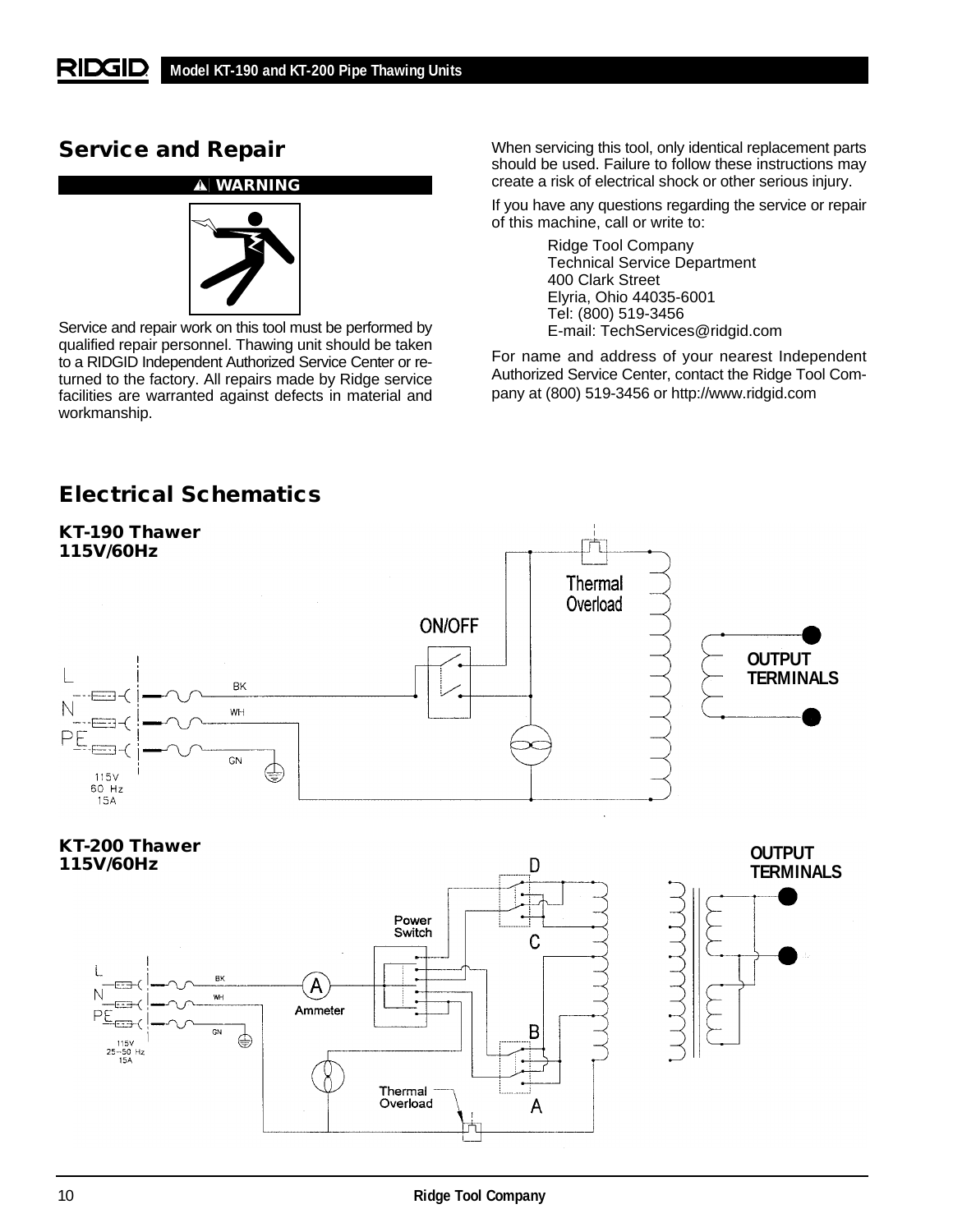## Service and Repair

**⚠ WARNING**

Service and repair work on this tool must be performed by qualified repair personnel. Thawing unit should be taken to a RIDGID Independent Authorized Service Center or returned to the factory. All repairs made by Ridge service facilities are warranted against defects in material and workmanship.

When servicing this tool, only identical replacement parts should be used. Failure to follow these instructions may create a risk of electrical shock or other serious injury.

If you have any questions regarding the service or repair of this machine, call or write to:

Ridge Tool Company
Technical Service Department
400 Clark Street
Elyria, Ohio 44035-6001
Tel: (800) 519-3456
E-mail: TechServices@ridgid.com

For name and address of your nearest Independent Authorized Service Center, contact the Ridge Tool Company at (800) 519-3456 or http://www.ridgid.com

## Electrical Schematics

### KT-190 Thawer 115V/60Hz

L, N, PE — 115V 60 Hz 15A — BK, WH, GN — ON/OFF — Thermal Overload — OUTPUT TERMINALS

### KT-200 Thawer 115V/60Hz

L, N, PE — 115V 25–50 Hz 15A — BK, WH, GN — Ammeter — Power Switch — Thermal Overload — A, B, C, D — OUTPUT TERMINALS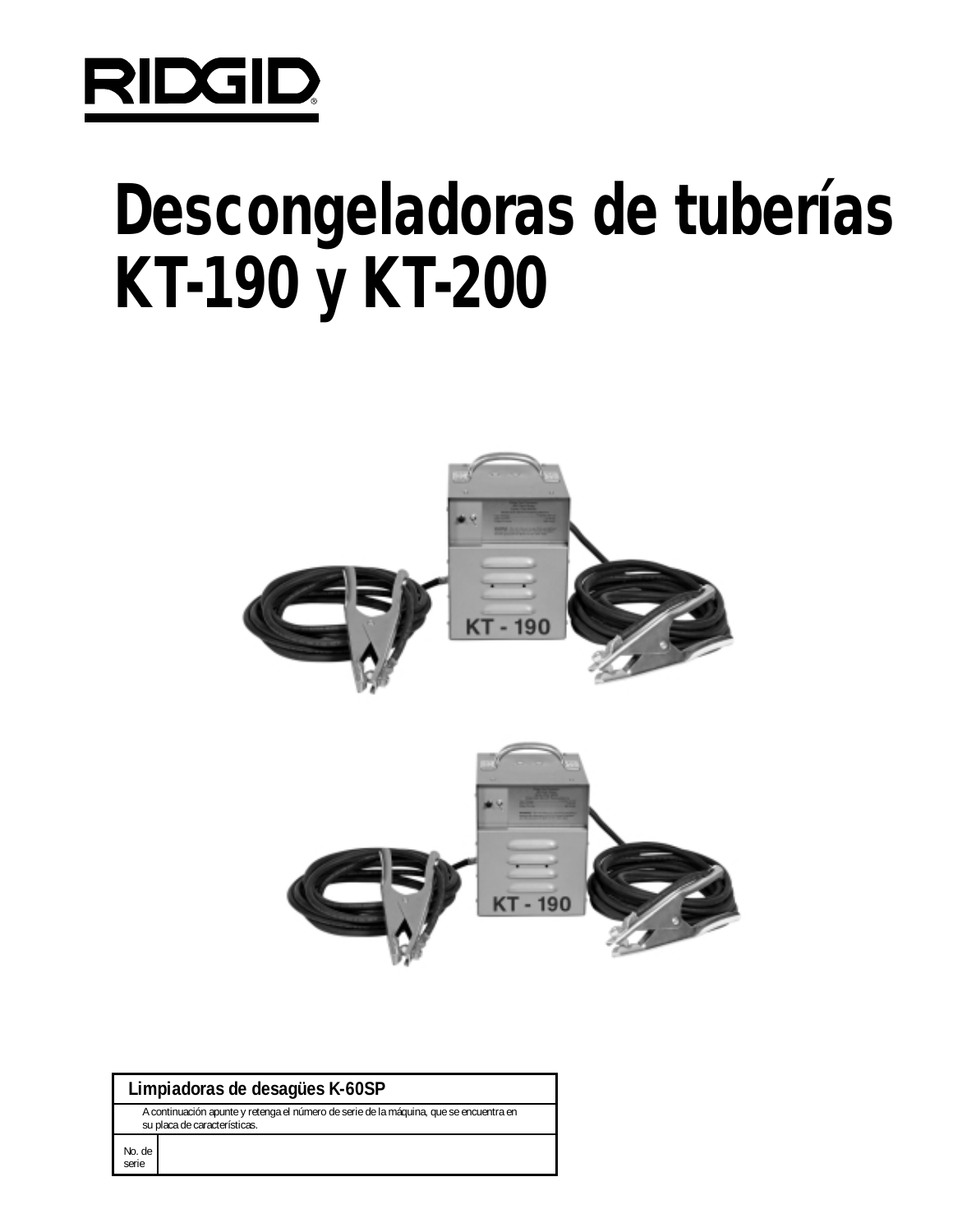# Descongeladoras de tuberías KT-190 y KT-200

| Limpiadoras de desagües K-60SP | |
|---|---|
| A continuación apunte y retenga el número de serie de la máquina, que se encuentra en su placa de características. | |
| No. de serie | |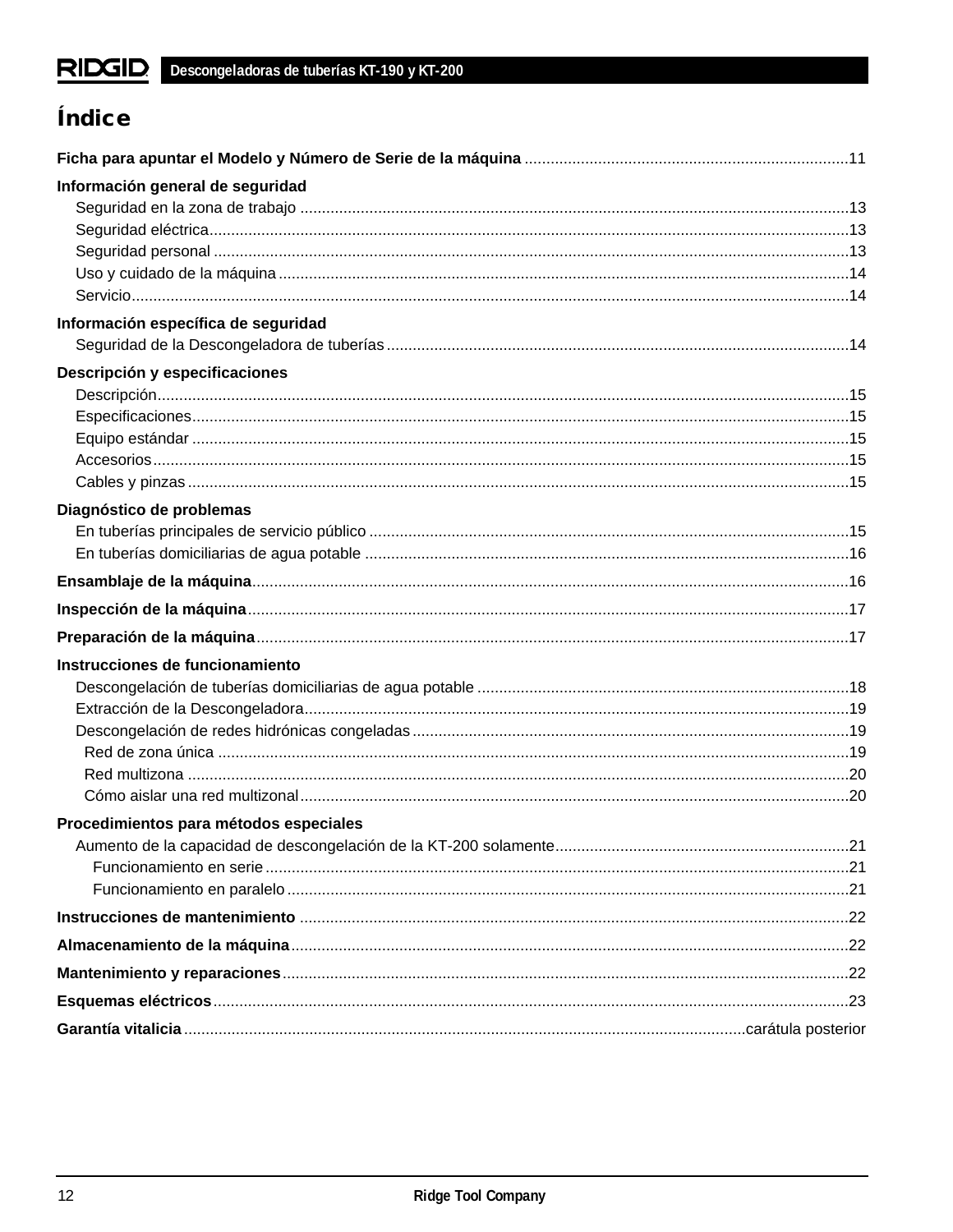# Índice

**Ficha para apuntar el Modelo y Número de Serie de la máquina** ....11

**Información general de seguridad**
- Seguridad en la zona de trabajo ....13
- Seguridad eléctrica....13
- Seguridad personal ....13
- Uso y cuidado de la máquina ....14
- Servicio....14

**Información específica de seguridad**
- Seguridad de la Descongeladora de tuberías ....14

**Descripción y especificaciones**
- Descripción....15
- Especificaciones....15
- Equipo estándar ....15
- Accesorios....15
- Cables y pinzas ....15

**Diagnóstico de problemas**
- En tuberías principales de servicio público ....15
- En tuberías domiciliarias de agua potable ....16

**Ensamblaje de la máquina**....16

**Inspección de la máquina**....17

**Preparación de la máquina**....17

**Instrucciones de funcionamiento**
- Descongelación de tuberías domiciliarias de agua potable ....18
- Extracción de la Descongeladora....19
- Descongelación de redes hidrónicas congeladas ....19
  - Red de zona única ....19
  - Red multizona ....20
  - Cómo aislar una red multizonal....20

**Procedimientos para métodos especiales**
- Aumento de la capacidad de descongelación de la KT-200 solamente....21
  - Funcionamiento en serie ....21
  - Funcionamiento en paralelo ....21

**Instrucciones de mantenimiento** ....22

**Almacenamiento de la máquina**....22

**Mantenimiento y reparaciones**....22

**Esquemas eléctricos**....23

**Garantía vitalicia**....carátula posterior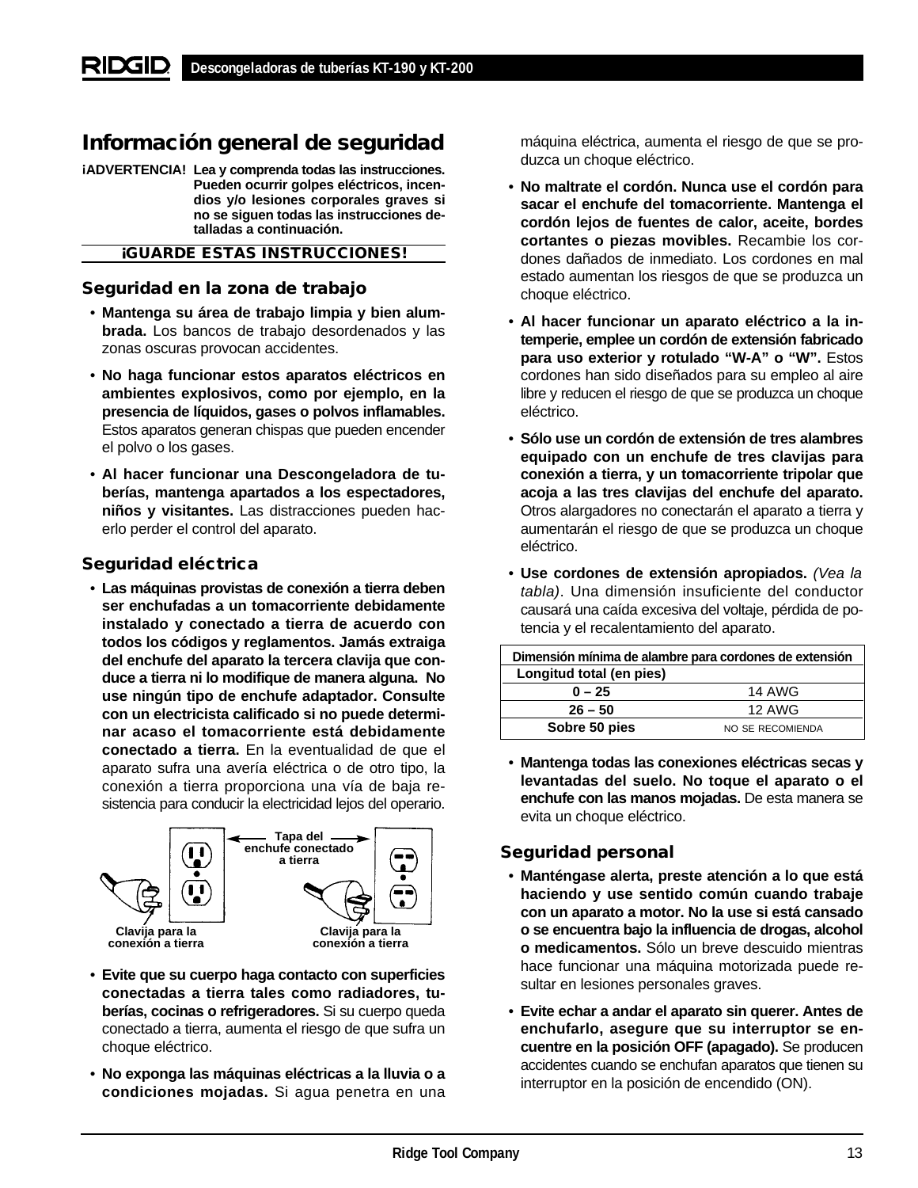# Información general de seguridad

**¡ADVERTENCIA! Lea y comprenda todas las instrucciones. Pueden ocurrir golpes eléctricos, incendios y/o lesiones corporales graves si no se siguen todas las instrucciones detalladas a continuación.**

**¡GUARDE ESTAS INSTRUCCIONES!**

## Seguridad en la zona de trabajo

- **Mantenga su área de trabajo limpia y bien alumbrada.** Los bancos de trabajo desordenados y las zonas oscuras provocan accidentes.
- **No haga funcionar estos aparatos eléctricos en ambientes explosivos, como por ejemplo, en la presencia de líquidos, gases o polvos inflamables.** Estos aparatos generan chispas que pueden encender el polvo o los gases.
- **Al hacer funcionar una Descongeladora de tuberías, mantenga apartados a los espectadores, niños y visitantes.** Las distracciones pueden hacerlo perder el control del aparato.

## Seguridad eléctrica

- **Las máquinas provistas de conexión a tierra deben ser enchufadas a un tomacorriente debidamente instalado y conectado a tierra de acuerdo con todos los códigos y reglamentos. Jamás extraiga del enchufe del aparato la tercera clavija que conduce a tierra ni lo modifique de manera alguna. No use ningún tipo de enchufe adaptador. Consulte con un electricista calificado si no puede determinar acaso el tomacorriente está debidamente conectado a tierra.** En la eventualidad de que el aparato sufra una avería eléctrica o de otro tipo, la conexión a tierra proporciona una vía de baja resistencia para conducir la electricidad lejos del operario.

Tapa del enchufe conectado a tierra

Clavija para la conexión a tierra — Clavija para la conexión a tierra

- **Evite que su cuerpo haga contacto con superficies conectadas a tierra tales como radiadores, tuberías, cocinas o refrigeradores.** Si su cuerpo queda conectado a tierra, aumenta el riesgo de que sufra un choque eléctrico.
- **No exponga las máquinas eléctricas a la lluvia o a condiciones mojadas.** Si agua penetra en una máquina eléctrica, aumenta el riesgo de que se produzca un choque eléctrico.
- **No maltrate el cordón. Nunca use el cordón para sacar el enchufe del tomacorriente. Mantenga el cordón lejos de fuentes de calor, aceite, bordes cortantes o piezas movibles.** Recambie los cordones dañados de inmediato. Los cordones en mal estado aumentan los riesgos de que se produzca un choque eléctrico.
- **Al hacer funcionar un aparato eléctrico a la intemperie, emplee un cordón de extensión fabricado para uso exterior y rotulado "W-A" o "W".** Estos cordones han sido diseñados para su empleo al aire libre y reducen el riesgo de que se produzca un choque eléctrico.
- **Sólo use un cordón de extensión de tres alambres equipado con un enchufe de tres clavijas para conexión a tierra, y un tomacorriente tripolar que acoja a las tres clavijas del enchufe del aparato.** Otros alargadores no conectarán el aparato a tierra y aumentarán el riesgo de que se produzca un choque eléctrico.
- **Use cordones de extensión apropiados.** *(Vea la tabla)*. Una dimensión insuficiente del conductor causará una caída excesiva del voltaje, pérdida de potencia y el recalentamiento del aparato.

| Dimensión mínima de alambre para cordones de extensión | |
|---|---|
| **Longitud total (en pies)** | |
| **0 – 25** | 14 AWG |
| **26 – 50** | 12 AWG |
| **Sobre 50 pies** | NO SE RECOMIENDA |

- **Mantenga todas las conexiones eléctricas secas y levantadas del suelo. No toque el aparato o el enchufe con las manos mojadas.** De esta manera se evita un choque eléctrico.

## Seguridad personal

- **Manténgase alerta, preste atención a lo que está haciendo y use sentido común cuando trabaje con un aparato a motor. No la use si está cansado o se encuentra bajo la influencia de drogas, alcohol o medicamentos.** Sólo un breve descuido mientras hace funcionar una máquina motorizada puede resultar en lesiones personales graves.
- **Evite echar a andar el aparato sin querer. Antes de enchufarlo, asegure que su interruptor se encuentre en la posición OFF (apagado).** Se producen accidentes cuando se enchufan aparatos que tienen su interruptor en la posición de encendido (ON).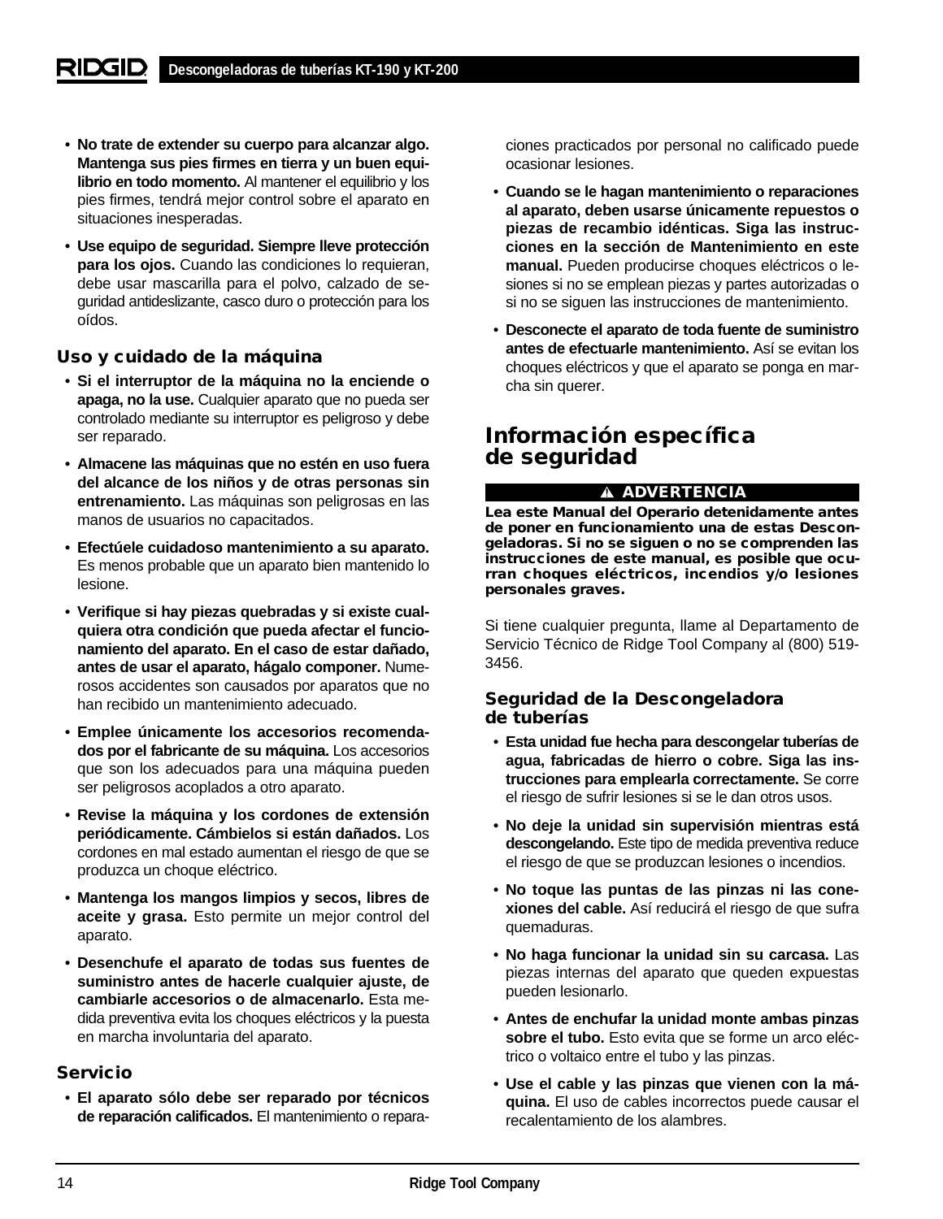- **No trate de extender su cuerpo para alcanzar algo. Mantenga sus pies firmes en tierra y un buen equilibrio en todo momento.** Al mantener el equilibrio y los pies firmes, tendrá mejor control sobre el aparato en situaciones inesperadas.
- **Use equipo de seguridad. Siempre lleve protección para los ojos.** Cuando las condiciones lo requieran, debe usar mascarilla para el polvo, calzado de seguridad antideslizante, casco duro o protección para los oídos.

### Uso y cuidado de la máquina

- **Si el interruptor de la máquina no la enciende o apaga, no la use.** Cualquier aparato que no pueda ser controlado mediante su interruptor es peligroso y debe ser reparado.
- **Almacene las máquinas que no estén en uso fuera del alcance de los niños y de otras personas sin entrenamiento.** Las máquinas son peligrosas en las manos de usuarios no capacitados.
- **Efectúele cuidadoso mantenimiento a su aparato.** Es menos probable que un aparato bien mantenido lo lesione.
- **Verifique si hay piezas quebradas y si existe cualquiera otra condición que pueda afectar el funcionamiento del aparato. En el caso de estar dañado, antes de usar el aparato, hágalo componer.** Numerosos accidentes son causados por aparatos que no han recibido un mantenimiento adecuado.
- **Emplee únicamente los accesorios recomendados por el fabricante de su máquina.** Los accesorios que son los adecuados para una máquina pueden ser peligrosos acoplados a otro aparato.
- **Revise la máquina y los cordones de extensión periódicamente. Cámbielos si están dañados.** Los cordones en mal estado aumentan el riesgo de que se produzca un choque eléctrico.
- **Mantenga los mangos limpios y secos, libres de aceite y grasa.** Esto permite un mejor control del aparato.
- **Desenchufe el aparato de todas sus fuentes de suministro antes de hacerle cualquier ajuste, de cambiarle accesorios o de almacenarlo.** Esta medida preventiva evita los choques eléctricos y la puesta en marcha involuntaria del aparato.

### Servicio

- **El aparato sólo debe ser reparado por técnicos de reparación calificados.** El mantenimiento o reparaciones practicados por personal no calificado puede ocasionar lesiones.
- **Cuando se le hagan mantenimiento o reparaciones al aparato, deben usarse únicamente repuestos o piezas de recambio idénticas. Siga las instrucciones en la sección de Mantenimiento en este manual.** Pueden producirse choques eléctricos o lesiones si no se emplean piezas y partes autorizadas o si no se siguen las instrucciones de mantenimiento.
- **Desconecte el aparato de toda fuente de suministro antes de efectuarle mantenimiento.** Así se evitan los choques eléctricos y que el aparato se ponga en marcha sin querer.

## Información específica de seguridad

**⚠ ADVERTENCIA**

**Lea este Manual del Operario detenidamente antes de poner en funcionamiento una de estas Descongeladoras. Si no se siguen o no se comprenden las instrucciones de este manual, es posible que ocurran choques eléctricos, incendios y/o lesiones personales graves.**

Si tiene cualquier pregunta, llame al Departamento de Servicio Técnico de Ridge Tool Company al (800) 519-3456.

### Seguridad de la Descongeladora de tuberías

- **Esta unidad fue hecha para descongelar tuberías de agua, fabricadas de hierro o cobre. Siga las instrucciones para emplearla correctamente.** Se corre el riesgo de sufrir lesiones si se le dan otros usos.
- **No deje la unidad sin supervisión mientras está descongelando.** Este tipo de medida preventiva reduce el riesgo de que se produzcan lesiones o incendios.
- **No toque las puntas de las pinzas ni las conexiones del cable.** Así reducirá el riesgo de que sufra quemaduras.
- **No haga funcionar la unidad sin su carcasa.** Las piezas internas del aparato que queden expuestas pueden lesionarlo.
- **Antes de enchufar la unidad monte ambas pinzas sobre el tubo.** Esto evita que se forme un arco eléctrico o voltaico entre el tubo y las pinzas.
- **Use el cable y las pinzas que vienen con la máquina.** El uso de cables incorrectos puede causar el recalentamiento de los alambres.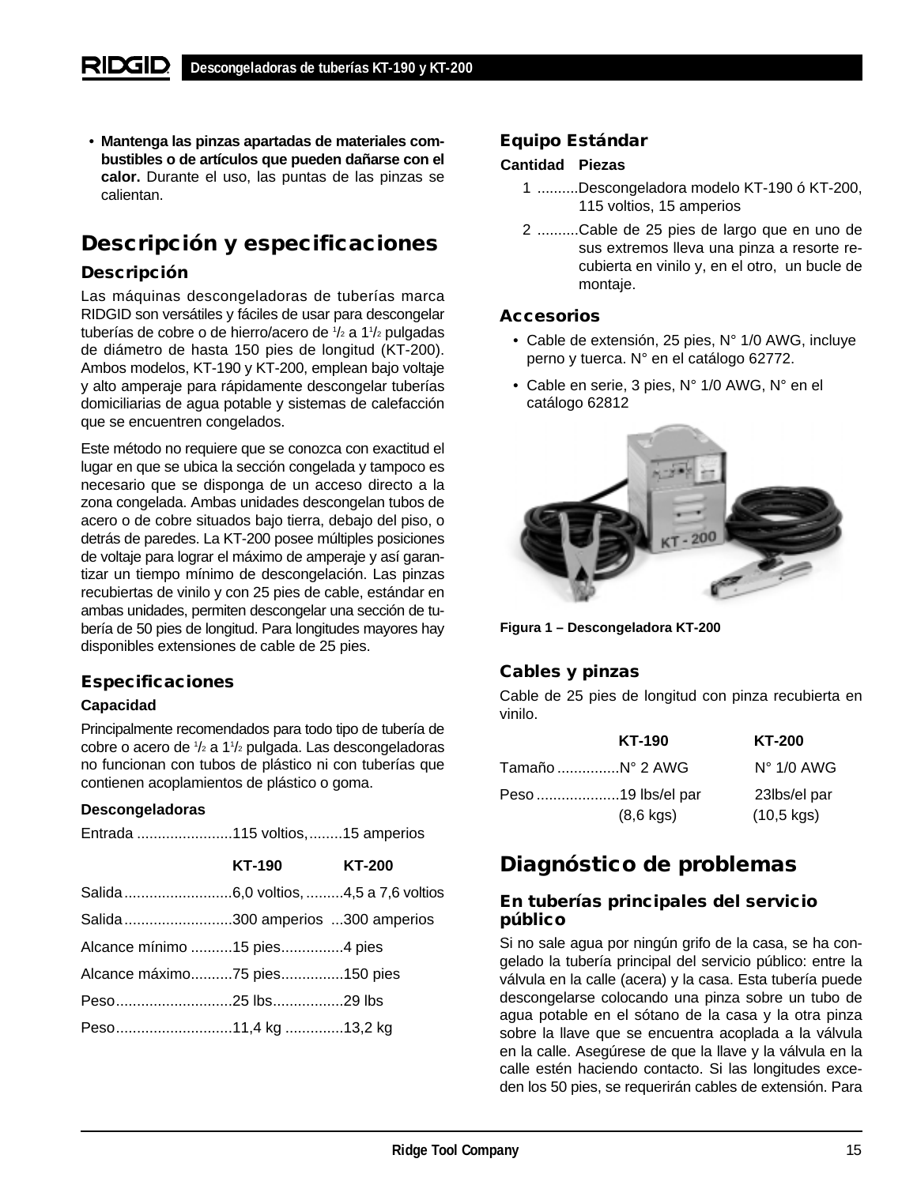- **Mantenga las pinzas apartadas de materiales combustibles o de artículos que pueden dañarse con el calor.** Durante el uso, las puntas de las pinzas se calientan.

## Descripción y especificaciones

### Descripción

Las máquinas descongeladoras de tuberías marca RIDGID son versátiles y fáciles de usar para descongelar tuberías de cobre o de hierro/acero de 1/2 a 1 1/2 pulgadas de diámetro de hasta 150 pies de longitud (KT-200). Ambos modelos, KT-190 y KT-200, emplean bajo voltaje y alto amperaje para rápidamente descongelar tuberías domiciliarias de agua potable y sistemas de calefacción que se encuentren congelados.

Este método no requiere que se conozca con exactitud el lugar en que se ubica la sección congelada y tampoco es necesario que se disponga de un acceso directo a la zona congelada. Ambas unidades descongelan tubos de acero o de cobre situados bajo tierra, debajo del piso, o detrás de paredes. La KT-200 posee múltiples posiciones de voltaje para lograr el máximo de amperaje y así garantizar un tiempo mínimo de descongelación. Las pinzas recubiertas de vinilo y con 25 pies de cable, estándar en ambas unidades, permiten descongelar una sección de tubería de 50 pies de longitud. Para longitudes mayores hay disponibles extensiones de cable de 25 pies.

### Especificaciones

**Capacidad**

Principalmente recomendados para todo tipo de tubería de cobre o acero de 1/2 a 1 1/2 pulgada. Las descongeladoras no funcionan con tubos de plástico ni con tuberías que contienen acoplamientos de plástico o goma.

**Descongeladoras**

Entrada .......................115 voltios,........15 amperios

| | KT-190 | KT-200 |
|---|---|---|
| Salida | 6,0 voltios, | 4,5 a 7,6 voltios |
| Salida | 300 amperios | 300 amperios |
| Alcance mínimo | 15 pies | 4 pies |
| Alcance máximo | 75 pies | 150 pies |
| Peso | 25 lbs | 29 lbs |
| Peso | 11,4 kg | 13,2 kg |

### Equipo Estándar

| Cantidad | Piezas |
|---|---|
| 1 | Descongeladora modelo KT-190 ó KT-200, 115 voltios, 15 amperios |
| 2 | Cable de 25 pies de largo que en uno de sus extremos lleva una pinza a resorte recubierta en vinilo y, en el otro, un bucle de montaje. |

### Accesorios

- Cable de extensión, 25 pies, N° 1/0 AWG, incluye perno y tuerca. N° en el catálogo 62772.
- Cable en serie, 3 pies, N° 1/0 AWG, N° en el catálogo 62812

**Figura 1 – Descongeladora KT-200**

### Cables y pinzas

Cable de 25 pies de longitud con pinza recubierta en vinilo.

| | KT-190 | KT-200 |
|---|---|---|
| Tamaño | N° 2 AWG | N° 1/0 AWG |
| Peso | 19 lbs/el par (8,6 kgs) | 23lbs/el par (10,5 kgs) |

## Diagnóstico de problemas

### En tuberías principales del servicio público

Si no sale agua por ningún grifo de la casa, se ha congelado la tubería principal del servicio público: entre la válvula en la calle (acera) y la casa. Esta tubería puede descongelarse colocando una pinza sobre un tubo de agua potable en el sótano de la casa y la otra pinza sobre la llave que se encuentra acoplada a la válvula en la calle. Asegúrese de que la llave y la válvula en la calle estén haciendo contacto. Si las longitudes exceden los 50 pies, se requerirán cables de extensión. Para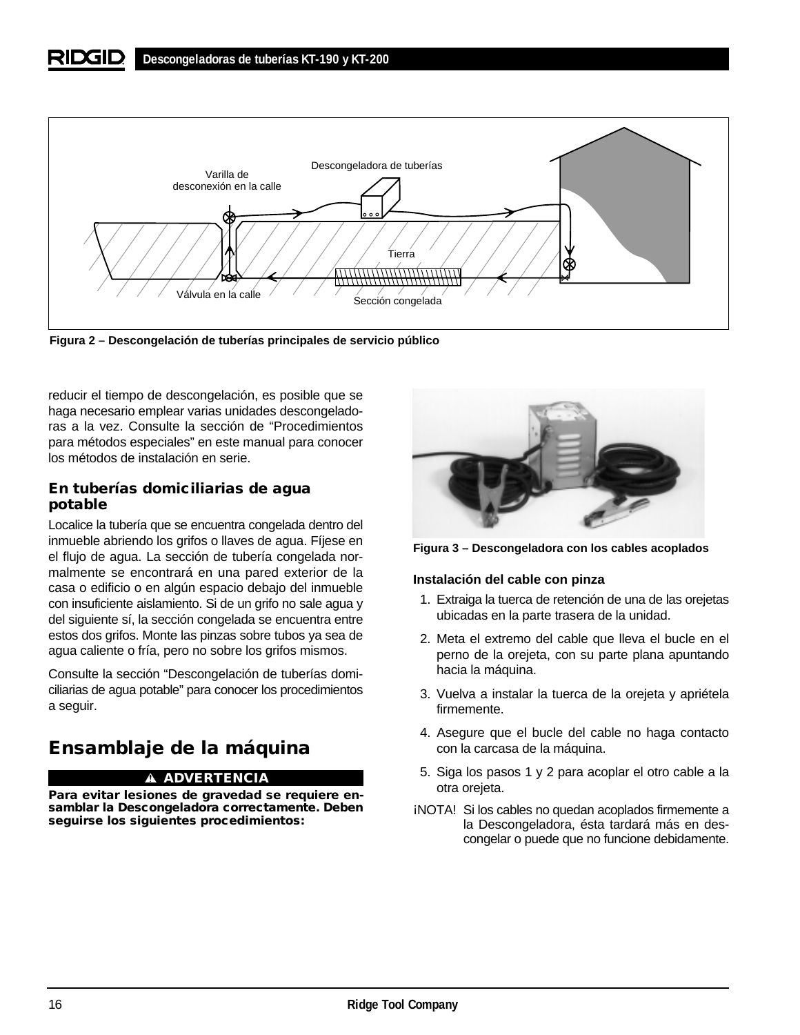Varilla de desconexión en la calle

Descongeladora de tuberías

Tierra

Válvula en la calle

Sección congelada

**Figura 2 – Descongelación de tuberías principales de servicio público**

reducir el tiempo de descongelación, es posible que se haga necesario emplear varias unidades descongeladoras a la vez. Consulte la sección de “Procedimientos para métodos especiales” en este manual para conocer los métodos de instalación en serie.

### En tuberías domiciliarias de agua potable

Localice la tubería que se encuentra congelada dentro del inmueble abriendo los grifos o llaves de agua. Fíjese en el flujo de agua. La sección de tubería congelada normalmente se encontrará en una pared exterior de la casa o edificio o en algún espacio debajo del inmueble con insuficiente aislamiento. Si de un grifo no sale agua y del siguiente sí, la sección congelada se encuentra entre estos dos grifos. Monte las pinzas sobre tubos ya sea de agua caliente o fría, pero no sobre los grifos mismos.

Consulte la sección “Descongelación de tuberías domiciliarias de agua potable” para conocer los procedimientos a seguir.

## Ensamblaje de la máquina

**⚠ ADVERTENCIA**

**Para evitar lesiones de gravedad se requiere ensamblar la Descongeladora correctamente. Deben seguirse los siguientes procedimientos:**

**Figura 3 – Descongeladora con los cables acoplados**

### Instalación del cable con pinza

1. Extraiga la tuerca de retención de una de las orejetas ubicadas en la parte trasera de la unidad.
2. Meta el extremo del cable que lleva el bucle en el perno de la orejeta, con su parte plana apuntando hacia la máquina.
3. Vuelva a instalar la tuerca de la orejeta y apriétela firmemente.
4. Asegure que el bucle del cable no haga contacto con la carcasa de la máquina.
5. Siga los pasos 1 y 2 para acoplar el otro cable a la otra orejeta.

¡NOTA! Si los cables no quedan acoplados firmemente a la Descongeladora, ésta tardará más en descongelar o puede que no funcione debidamente.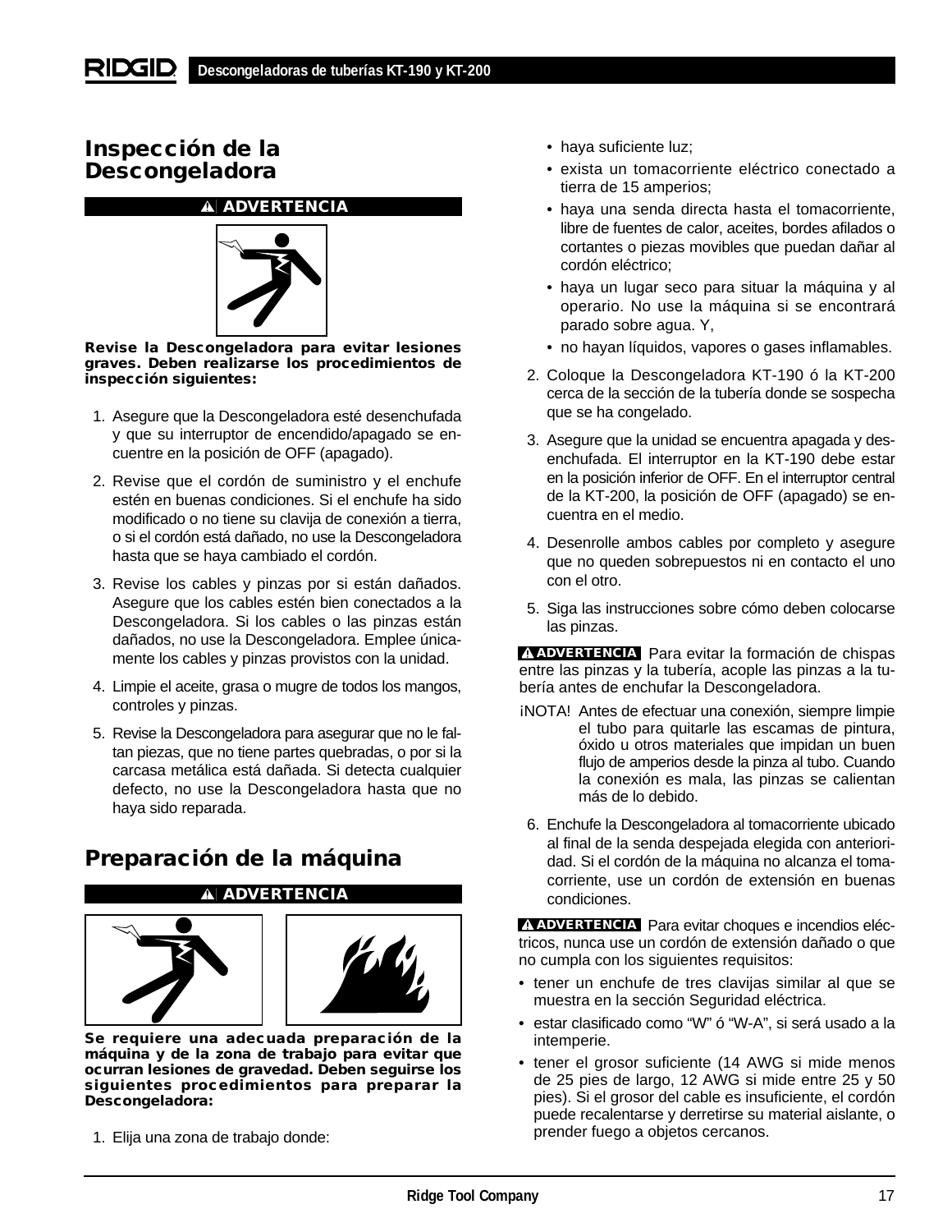## Inspección de la Descongeladora

**⚠ ADVERTENCIA**

**Revise la Descongeladora para evitar lesiones graves. Deben realizarse los procedimientos de inspección siguientes:**

1. Asegure que la Descongeladora esté desenchufada y que su interruptor de encendido/apagado se encuentre en la posición de OFF (apagado).
2. Revise que el cordón de suministro y el enchufe estén en buenas condiciones. Si el enchufe ha sido modificado o no tiene su clavija de conexión a tierra, o si el cordón está dañado, no use la Descongeladora hasta que se haya cambiado el cordón.
3. Revise los cables y pinzas por si están dañados. Asegure que los cables estén bien conectados a la Descongeladora. Si los cables o las pinzas están dañados, no use la Descongeladora. Emplee únicamente los cables y pinzas provistos con la unidad.
4. Limpie el aceite, grasa o mugre de todos los mangos, controles y pinzas.
5. Revise la Descongeladora para asegurar que no le faltan piezas, que no tiene partes quebradas, o por si la carcasa metálica está dañada. Si detecta cualquier defecto, no use la Descongeladora hasta que no haya sido reparada.

## Preparación de la máquina

**⚠ ADVERTENCIA**

**Se requiere una adecuada preparación de la máquina y de la zona de trabajo para evitar que ocurran lesiones de gravedad. Deben seguirse los siguientes procedimientos para preparar la Descongeladora:**

1. Elija una zona de trabajo donde:
   - haya suficiente luz;
   - exista un tomacorriente eléctrico conectado a tierra de 15 amperios;
   - haya una senda directa hasta el tomacorriente, libre de fuentes de calor, aceites, bordes afilados o cortantes o piezas movibles que puedan dañar al cordón eléctrico;
   - haya un lugar seco para situar la máquina y al operario. No use la máquina si se encontrará parado sobre agua. Y,
   - no hayan líquidos, vapores o gases inflamables.
2. Coloque la Descongeladora KT-190 ó la KT-200 cerca de la sección de la tubería donde se sospecha que se ha congelado.
3. Asegure que la unidad se encuentra apagada y desenchufada. El interruptor en la KT-190 debe estar en la posición inferior de OFF. En el interruptor central de la KT-200, la posición de OFF (apagado) se encuentra en el medio.
4. Desenrolle ambos cables por completo y asegure que no queden sobrepuestos ni en contacto el uno con el otro.
5. Siga las instrucciones sobre cómo deben colocarse las pinzas.

**⚠ ADVERTENCIA** Para evitar la formación de chispas entre las pinzas y la tubería, acople las pinzas a la tubería antes de enchufar la Descongeladora.

¡NOTA! Antes de efectuar una conexión, siempre limpie el tubo para quitarle las escamas de pintura, óxido u otros materiales que impidan un buen flujo de amperios desde la pinza al tubo. Cuando la conexión es mala, las pinzas se calientan más de lo debido.

6. Enchufe la Descongeladora al tomacorriente ubicado al final de la senda despejada elegida con anterioridad. Si el cordón de la máquina no alcanza el tomacorriente, use un cordón de extensión en buenas condiciones.

**⚠ ADVERTENCIA** Para evitar choques e incendios eléctricos, nunca use un cordón de extensión dañado o que no cumpla con los siguientes requisitos:

- tener un enchufe de tres clavijas similar al que se muestra en la sección Seguridad eléctrica.
- estar clasificado como "W" ó "W-A", si será usado a la intemperie.
- tener el grosor suficiente (14 AWG si mide menos de 25 pies de largo, 12 AWG si mide entre 25 y 50 pies). Si el grosor del cable es insuficiente, el cordón puede recalentarse y derretirse su material aislante, o prender fuego a objetos cercanos.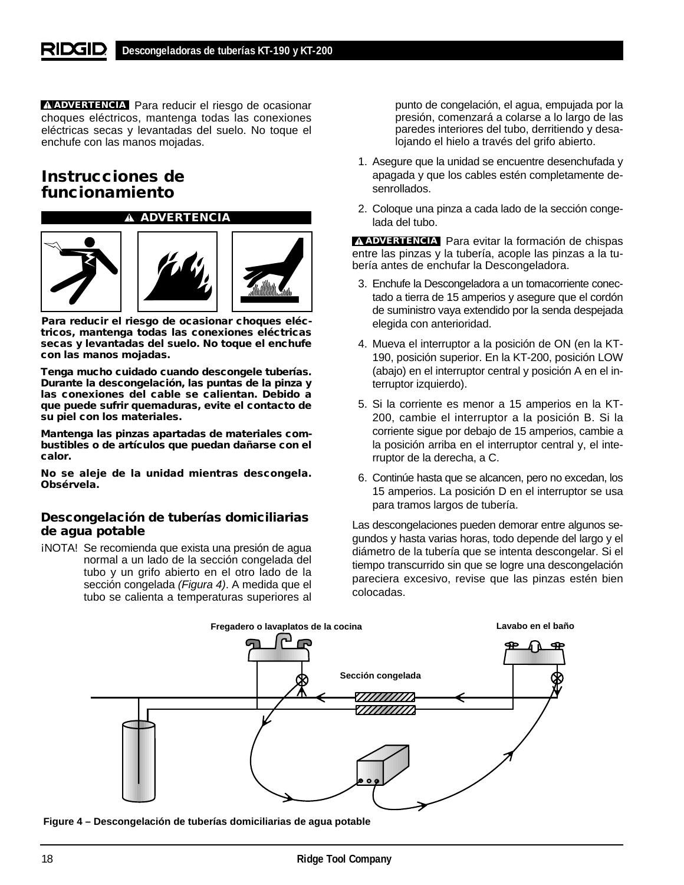**⚠ ADVERTENCIA** Para reducir el riesgo de ocasionar choques eléctricos, mantenga todas las conexiones eléctricas secas y levantadas del suelo. No toque el enchufe con las manos mojadas.

## Instrucciones de funcionamiento

**⚠ ADVERTENCIA**

**Para reducir el riesgo de ocasionar choques eléctricos, mantenga todas las conexiones eléctricas secas y levantadas del suelo. No toque el enchufe con las manos mojadas.**

**Tenga mucho cuidado cuando descongele tuberías. Durante la descongelación, las puntas de la pinza y las conexiones del cable se calientan. Debido a que puede sufrir quemaduras, evite el contacto de su piel con los materiales.**

**Mantenga las pinzas apartadas de materiales combustibles o de artículos que puedan dañarse con el calor.**

**No se aleje de la unidad mientras descongela. Obsérvela.**

### Descongelación de tuberías domiciliarias de agua potable

¡NOTA! Se recomienda que exista una presión de agua normal a un lado de la sección congelada del tubo y un grifo abierto en el otro lado de la sección congelada *(Figura 4)*. A medida que el tubo se calienta a temperaturas superiores al punto de congelación, el agua, empujada por la presión, comenzará a colarse a lo largo de las paredes interiores del tubo, derritiendo y desalojando el hielo a través del grifo abierto.

1. Asegure que la unidad se encuentre desenchufada y apagada y que los cables estén completamente desenrollados.
2. Coloque una pinza a cada lado de la sección congelada del tubo.

**⚠ ADVERTENCIA** Para evitar la formación de chispas entre las pinzas y la tubería, acople las pinzas a la tubería antes de enchufar la Descongeladora.

3. Enchufe la Descongeladora a un tomacorriente conectado a tierra de 15 amperios y asegure que el cordón de suministro vaya extendido por la senda despejada elegida con anterioridad.
4. Mueva el interruptor a la posición de ON (en la KT-190, posición superior. En la KT-200, posición LOW (abajo) en el interruptor central y posición A en el interruptor izquierdo).
5. Si la corriente es menor a 15 amperios en la KT-200, cambie el interruptor a la posición B. Si la corriente sigue por debajo de 15 amperios, cambie a la posición arriba en el interruptor central y, el interruptor de la derecha, a C.
6. Continúe hasta que se alcancen, pero no excedan, los 15 amperios. La posición D en el interruptor se usa para tramos largos de tubería.

Las descongelaciones pueden demorar entre algunos segundos y hasta varias horas, todo depende del largo y el diámetro de la tubería que se intenta descongelar. Si el tiempo transcurrido sin que se logre una descongelación pareciera excesivo, revise que las pinzas estén bien colocadas.

Fregadero o lavaplatos de la cocina — Sección congelada — Lavabo en el baño

Figure 4 – Descongelación de tuberías domiciliarias de agua potable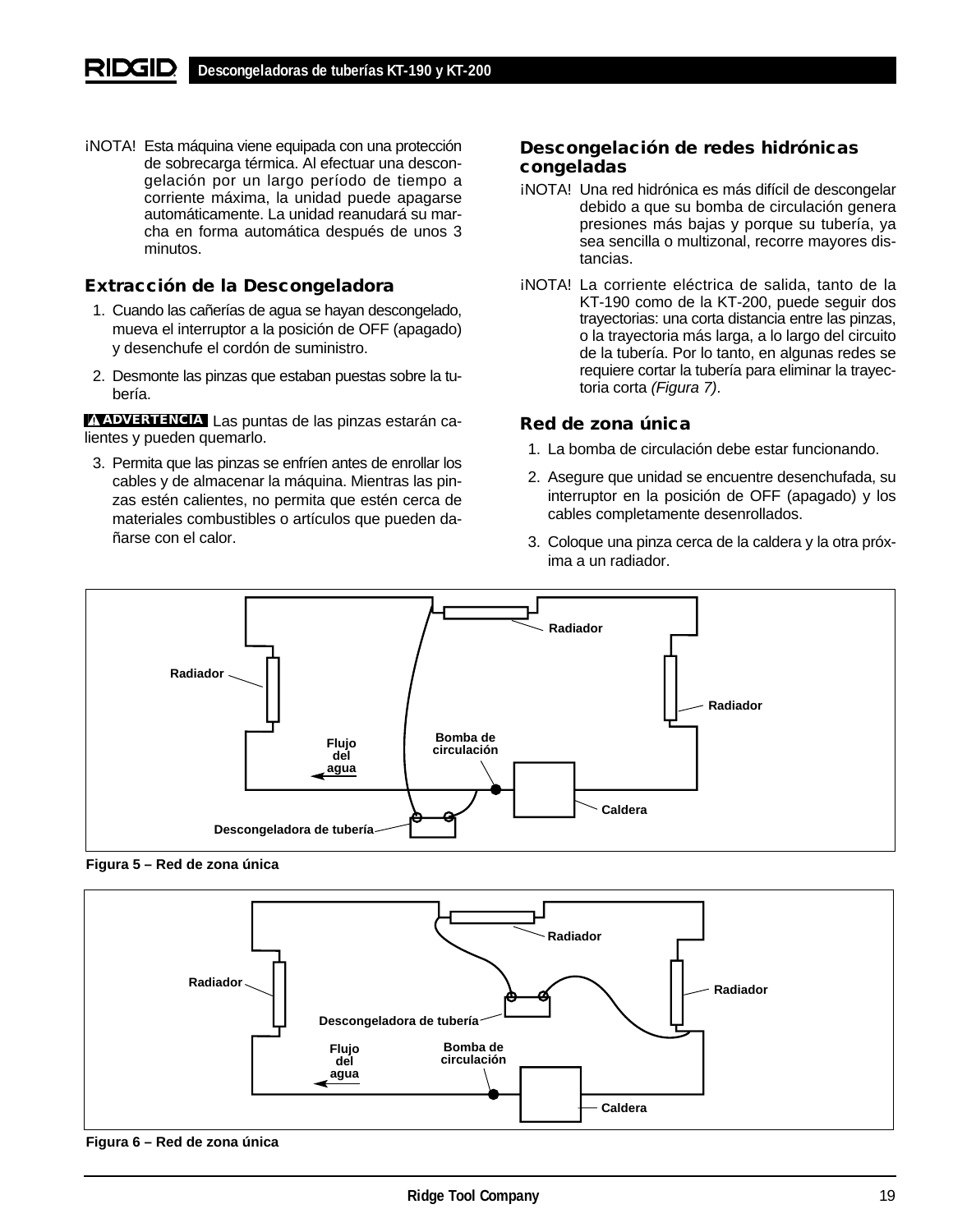¡NOTA! Esta máquina viene equipada con una protección de sobrecarga térmica. Al efectuar una descongelación por un largo período de tiempo a corriente máxima, la unidad puede apagarse automáticamente. La unidad reanudará su marcha en forma automática después de unos 3 minutos.

### Extracción de la Descongeladora

1. Cuando las cañerías de agua se hayan descongelado, mueva el interruptor a la posición de OFF (apagado) y desenchufe el cordón de suministro.
2. Desmonte las pinzas que estaban puestas sobre la tubería.

**⚠ ADVERTENCIA** Las puntas de las pinzas estarán calientes y pueden quemarlo.

3. Permita que las pinzas se enfríen antes de enrollar los cables y de almacenar la máquina. Mientras las pinzas estén calientes, no permita que estén cerca de materiales combustibles o artículos que pueden dañarse con el calor.

### Descongelación de redes hidrónicas congeladas

¡NOTA! Una red hidrónica es más difícil de descongelar debido a que su bomba de circulación genera presiones más bajas y porque su tubería, ya sea sencilla o multizonal, recorre mayores distancias.

¡NOTA! La corriente eléctrica de salida, tanto de la KT-190 como de la KT-200, puede seguir dos trayectorias: una corta distancia entre las pinzas, o la trayectoria más larga, a lo largo del circuito de la tubería. Por lo tanto, en algunas redes se requiere cortar la tubería para eliminar la trayectoria corta *(Figura 7)*.

### Red de zona única

1. La bomba de circulación debe estar funcionando.
2. Asegure que unidad se encuentre desenchufada, su interruptor en la posición de OFF (apagado) y los cables completamente desenrollados.
3. Coloque una pinza cerca de la caldera y la otra próxima a un radiador.

Radiador · Radiador · Radiador · Flujo del agua · Bomba de circulación · Caldera · Descongeladora de tubería

**Figura 5 – Red de zona única**

Radiador · Radiador · Radiador · Descongeladora de tubería · Flujo del agua · Bomba de circulación · Caldera

**Figura 6 – Red de zona única**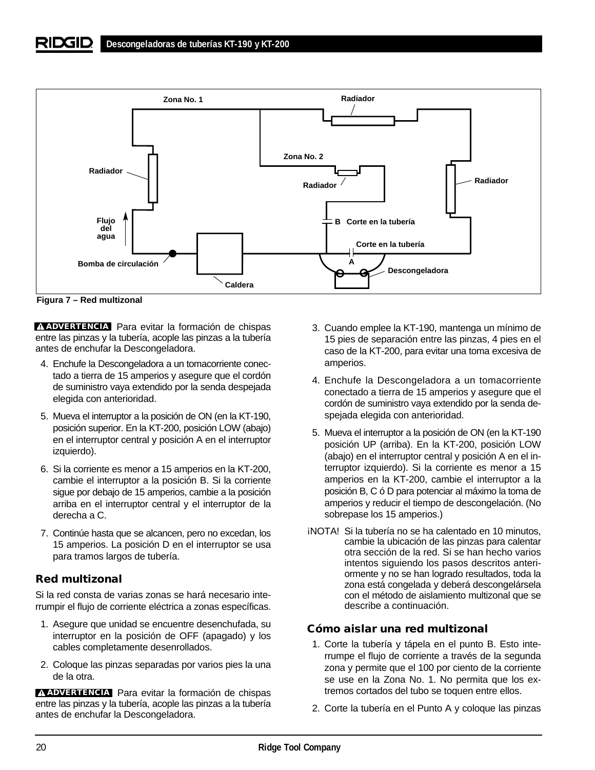Zona No. 1

Radiador

Zona No. 2

Radiador

Radiador

Radiador

Flujo del agua

B Corte en la tubería

Corte en la tubería

A

Bomba de circulación

Descongeladora

Caldera

**Figura 7 – Red multizonal**

**⚠ ADVERTENCIA** Para evitar la formación de chispas entre las pinzas y la tubería, acople las pinzas a la tubería antes de enchufar la Descongeladora.

4. Enchufe la Descongeladora a un tomacorriente conectado a tierra de 15 amperios y asegure que el cordón de suministro vaya extendido por la senda despejada elegida con anterioridad.
5. Mueva el interruptor a la posición de ON (en la KT-190, posición superior. En la KT-200, posición LOW (abajo) en el interruptor central y posición A en el interruptor izquierdo).
6. Si la corriente es menor a 15 amperios en la KT-200, cambie el interruptor a la posición B. Si la corriente sigue por debajo de 15 amperios, cambie a la posición arriba en el interruptor central y el interruptor de la derecha a C.
7. Continúe hasta que se alcancen, pero no excedan, los 15 amperios. La posición D en el interruptor se usa para tramos largos de tubería.

## Red multizonal

Si la red consta de varias zonas se hará necesario interrumpir el flujo de corriente eléctrica a zonas específicas.

1. Asegure que unidad se encuentre desenchufada, su interruptor en la posición de OFF (apagado) y los cables completamente desenrollados.
2. Coloque las pinzas separadas por varios pies la una de la otra.

**⚠ ADVERTENCIA** Para evitar la formación de chispas entre las pinzas y la tubería, acople las pinzas a la tubería antes de enchufar la Descongeladora.

3. Cuando emplee la KT-190, mantenga un mínimo de 15 pies de separación entre las pinzas, 4 pies en el caso de la KT-200, para evitar una toma excesiva de amperios.
4. Enchufe la Descongeladora a un tomacorriente conectado a tierra de 15 amperios y asegure que el cordón de suministro vaya extendido por la senda despejada elegida con anterioridad.
5. Mueva el interruptor a la posición de ON (en la KT-190 posición UP (arriba). En la KT-200, posición LOW (abajo) en el interruptor central y posición A en el interruptor izquierdo). Si la corriente es menor a 15 amperios en la KT-200, cambie el interruptor a la posición B, C ó D para potenciar al máximo la toma de amperios y reducir el tiempo de descongelación. (No sobrepase los 15 amperios.)

¡NOTA! Si la tubería no se ha calentado en 10 minutos, cambie la ubicación de las pinzas para calentar otra sección de la red. Si se han hecho varios intentos siguiendo los pasos descritos anteriormente y no se han logrado resultados, toda la zona está congelada y deberá descongelársela con el método de aislamiento multizonal que se describe a continuación.

## Cómo aislar una red multizonal

1. Corte la tubería y tápela en el punto B. Esto interrumpe el flujo de corriente a través de la segunda zona y permite que el 100 por ciento de la corriente se use en la Zona No. 1. No permita que los extremos cortados del tubo se toquen entre ellos.
2. Corte la tubería en el Punto A y coloque las pinzas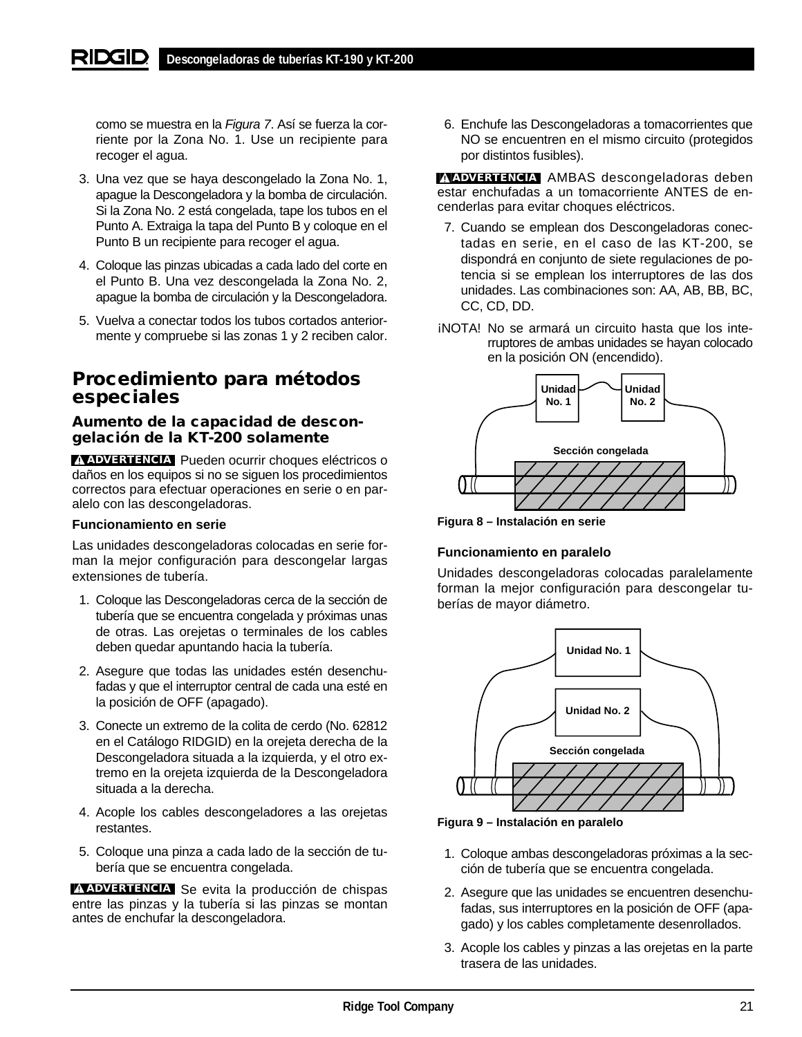como se muestra en la *Figura 7*. Así se fuerza la corriente por la Zona No. 1. Use un recipiente para recoger el agua.

3. Una vez que se haya descongelado la Zona No. 1, apague la Descongeladora y la bomba de circulación. Si la Zona No. 2 está congelada, tape los tubos en el Punto A. Extraiga la tapa del Punto B y coloque en el Punto B un recipiente para recoger el agua.

4. Coloque las pinzas ubicadas a cada lado del corte en el Punto B. Una vez descongelada la Zona No. 2, apague la bomba de circulación y la Descongeladora.

5. Vuelva a conectar todos los tubos cortados anteriormente y compruebe si las zonas 1 y 2 reciben calor.

## Procedimiento para métodos especiales

### Aumento de la capacidad de descongelación de la KT-200 solamente

**⚠ ADVERTENCIA** Pueden ocurrir choques eléctricos o daños en los equipos si no se siguen los procedimientos correctos para efectuar operaciones en serie o en paralelo con las descongeladoras.

**Funcionamiento en serie**

Las unidades descongeladoras colocadas en serie forman la mejor configuración para descongelar largas extensiones de tubería.

1. Coloque las Descongeladoras cerca de la sección de tubería que se encuentra congelada y próximas unas de otras. Las orejetas o terminales de los cables deben quedar apuntando hacia la tubería.

2. Asegure que todas las unidades estén desenchufadas y que el interruptor central de cada una esté en la posición de OFF (apagado).

3. Conecte un extremo de la colita de cerdo (No. 62812 en el Catálogo RIDGID) en la orejeta derecha de la Descongeladora situada a la izquierda, y el otro extremo en la orejeta izquierda de la Descongeladora situada a la derecha.

4. Acople los cables descongeladores a las orejetas restantes.

5. Coloque una pinza a cada lado de la sección de tubería que se encuentra congelada.

**⚠ ADVERTENCIA** Se evita la producción de chispas entre las pinzas y la tubería si las pinzas se montan antes de enchufar la descongeladora.

6. Enchufe las Descongeladoras a tomacorrientes que NO se encuentren en el mismo circuito (protegidos por distintos fusibles).

**⚠ ADVERTENCIA** AMBAS descongeladoras deben estar enchufadas a un tomacorriente ANTES de encenderlas para evitar choques eléctricos.

7. Cuando se empleen dos Descongeladoras conectadas en serie, en el caso de las KT-200, se dispondrá en conjunto de siete regulaciones de potencia si se emplean los interruptores de las dos unidades. Las combinaciones son: AA, AB, BB, BC, CC, CD, DD.

¡NOTA! No se armará un circuito hasta que los interruptores de ambas unidades se hayan colocado en la posición ON (encendido).

Unidad No. 1 — Unidad No. 2 — Sección congelada

**Figura 8 – Instalación en serie**

**Funcionamiento en paralelo**

Unidades descongeladoras colocadas paralelamente forman la mejor configuración para descongelar tuberías de mayor diámetro.

Unidad No. 1 — Unidad No. 2 — Sección congelada

**Figura 9 – Instalación en paralelo**

1. Coloque ambas descongeladoras próximas a la sección de tubería que se encuentra congelada.

2. Asegure que las unidades se encuentren desenchufadas, sus interruptores en la posición de OFF (apagado) y los cables completamente desenrollados.

3. Acople los cables y pinzas a las orejetas en la parte trasera de las unidades.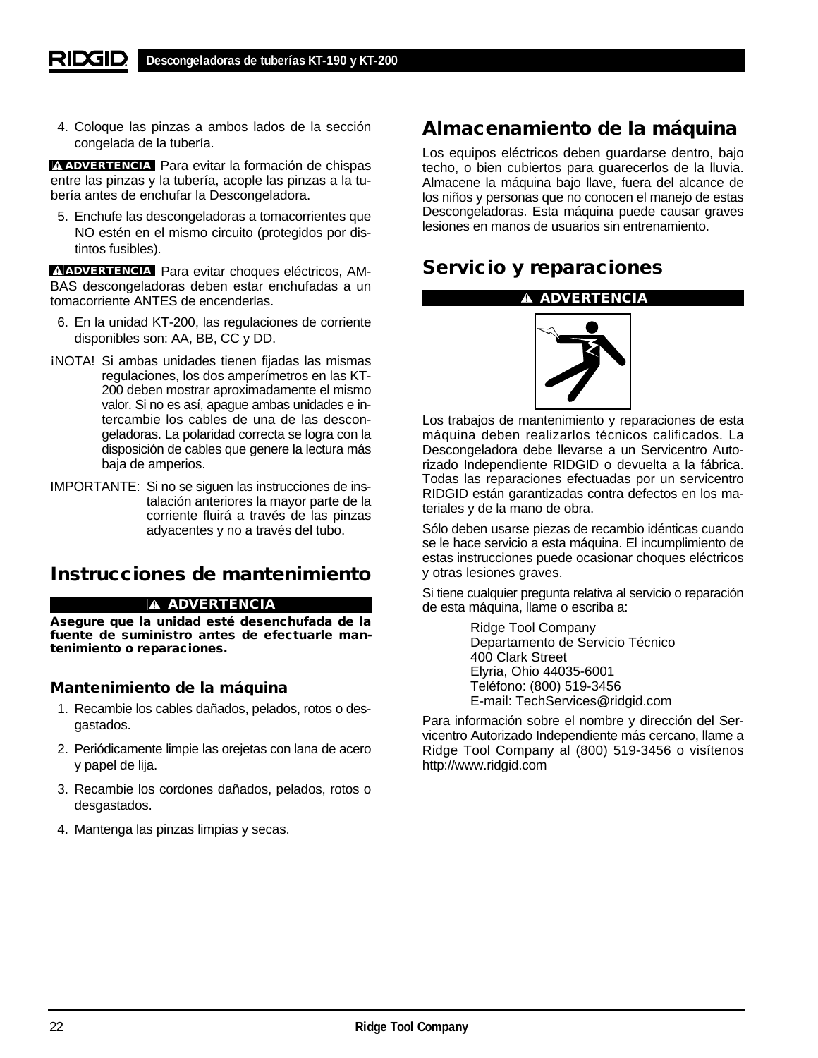4. Coloque las pinzas a ambos lados de la sección congelada de la tubería.

**⚠ ADVERTENCIA** Para evitar la formación de chispas entre las pinzas y la tubería, acople las pinzas a la tubería antes de enchufar la Descongeladora.

5. Enchufe las descongeladoras a tomacorrientes que NO estén en el mismo circuito (protegidos por distintos fusibles).

**⚠ ADVERTENCIA** Para evitar choques eléctricos, AMBAS descongeladoras deben estar enchufadas a un tomacorriente ANTES de encenderlas.

6. En la unidad KT-200, las regulaciones de corriente disponibles son: AA, BB, CC y DD.

¡NOTA! Si ambas unidades tienen fijadas las mismas regulaciones, los dos amperímetros en las KT-200 deben mostrar aproximadamente el mismo valor. Si no es así, apague ambas unidades e intercambie los cables de una de las descongeladoras. La polaridad correcta se logra con la disposición de cables que genere la lectura más baja de amperios.

IMPORTANTE: Si no se siguen las instrucciones de instalación anteriores la mayor parte de la corriente fluirá a través de las pinzas adyacentes y no a través del tubo.

## Instrucciones de mantenimiento

**⚠ ADVERTENCIA**

**Asegure que la unidad esté desenchufada de la fuente de suministro antes de efectuarle mantenimiento o reparaciones.**

### Mantenimiento de la máquina

1. Recambie los cables dañados, pelados, rotos o desgastados.
2. Periódicamente limpie las orejetas con lana de acero y papel de lija.
3. Recambie los cordones dañados, pelados, rotos o desgastados.
4. Mantenga las pinzas limpias y secas.

## Almacenamiento de la máquina

Los equipos eléctricos deben guardarse dentro, bajo techo, o bien cubiertos para guarecerlos de la lluvia. Almacene la máquina bajo llave, fuera del alcance de los niños y personas que no conocen el manejo de estas Descongeladoras. Esta máquina puede causar graves lesiones en manos de usuarios sin entrenamiento.

## Servicio y reparaciones

**⚠ ADVERTENCIA**

Los trabajos de mantenimiento y reparaciones de esta máquina deben realizarlos técnicos calificados. La Descongeladora debe llevarse a un Servicentro Autorizado Independiente RIDGID o devuelta a la fábrica. Todas las reparaciones efectuadas por un servicentro RIDGID están garantizadas contra defectos en los materiales y de la mano de obra.

Sólo deben usarse piezas de recambio idénticas cuando se le hace servicio a esta máquina. El incumplimiento de estas instrucciones puede ocasionar choques eléctricos y otras lesiones graves.

Si tiene cualquier pregunta relativa al servicio o reparación de esta máquina, llame o escriba a:

Ridge Tool Company  
Departamento de Servicio Técnico  
400 Clark Street  
Elyria, Ohio 44035-6001  
Teléfono: (800) 519-3456  
E-mail: TechServices@ridgid.com

Para información sobre el nombre y dirección del Servicentro Autorizado Independiente más cercano, llame a Ridge Tool Company al (800) 519-3456 o visítenos http://www.ridgid.com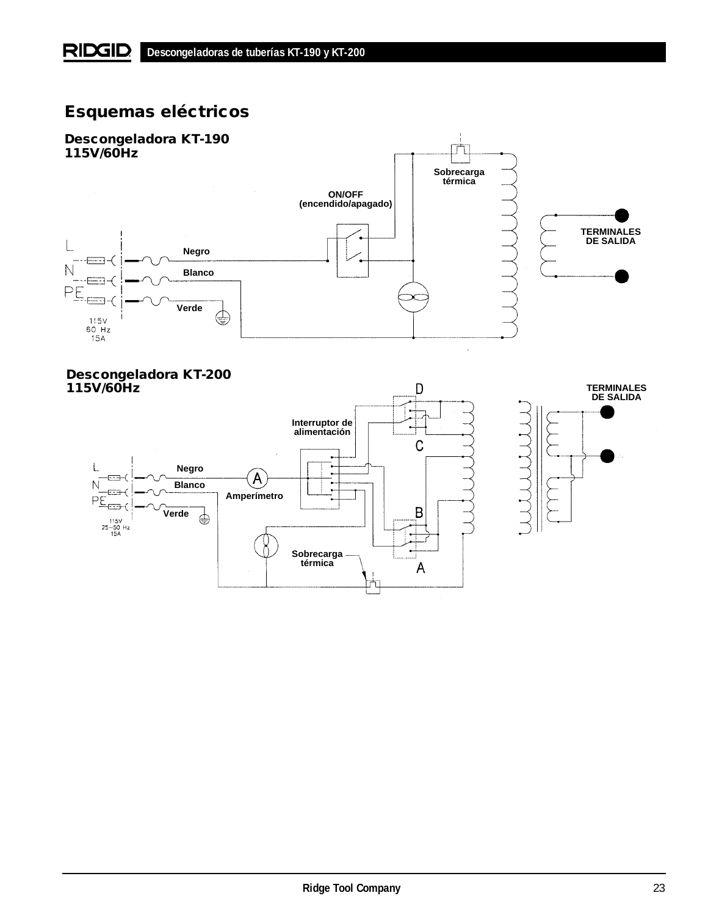# Esquemas eléctricos

## Descongeladora KT-190
## 115V/60Hz

Sobrecarga térmica

ON/OFF (encendido/apagado)

TERMINALES DE SALIDA

L

N

PE

Negro

Blanco

Verde

115V
60 Hz
15A

## Descongeladora KT-200
## 115V/60Hz

D

C

B

A

TERMINALES DE SALIDA

Interruptor de alimentación

L

N

PE

Negro

Blanco

Verde

Amperímetro

Sobrecarga térmica

115V
25~50 Hz
15A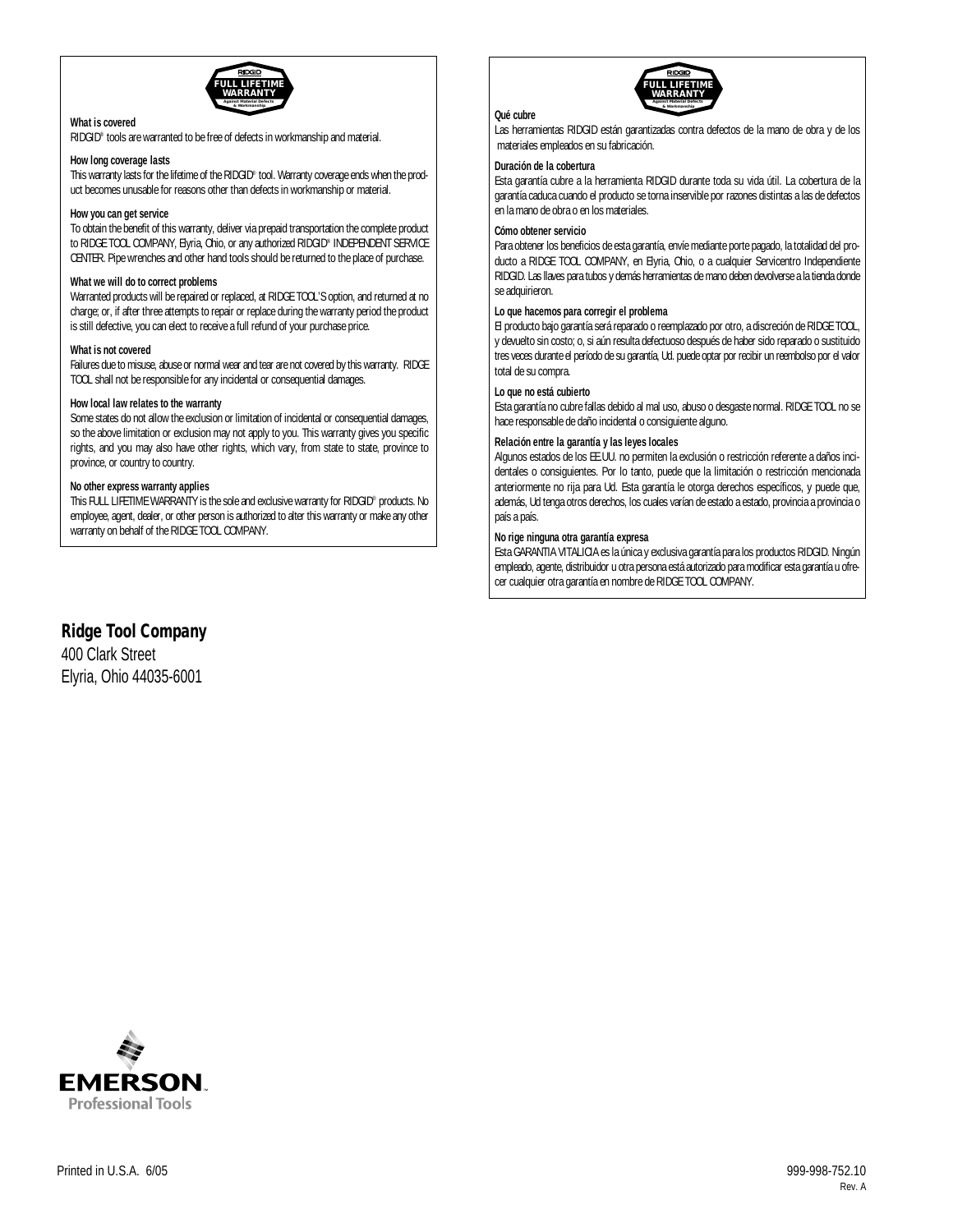RIDGID FULL LIFETIME WARRANTY Against Material Defects & Workmanship

**What is covered**
RIDGID® tools are warranted to be free of defects in workmanship and material.

**How long coverage lasts**
This warranty lasts for the lifetime of the RIDGID® tool. Warranty coverage ends when the product becomes unusable for reasons other than defects in workmanship or material.

**How you can get service**
To obtain the benefit of this warranty, deliver via prepaid transportation the complete product to RIDGE TOOL COMPANY, Elyria, Ohio, or any authorized RIDGID® INDEPENDENT SERVICE CENTER. Pipe wrenches and other hand tools should be returned to the place of purchase.

**What we will do to correct problems**
Warranted products will be repaired or replaced, at RIDGE TOOL'S option, and returned at no charge; or, if after three attempts to repair or replace during the warranty period the product is still defective, you can elect to receive a full refund of your purchase price.

**What is not covered**
Failures due to misuse, abuse or normal wear and tear are not covered by this warranty. RIDGE TOOL shall not be responsible for any incidental or consequential damages.

**How local law relates to the warranty**
Some states do not allow the exclusion or limitation of incidental or consequential damages, so the above limitation or exclusion may not apply to you. This warranty gives you specific rights, and you may also have other rights, which vary, from state to state, province to province, or country to country.

**No other express warranty applies**
This FULL LIFETIME WARRANTY is the sole and exclusive warranty for RIDGID® products. No employee, agent, dealer, or other person is authorized to alter this warranty or make any other warranty on behalf of the RIDGE TOOL COMPANY.

RIDGID FULL LIFETIME WARRANTY Against Material Defects & Workmanship

**Qué cubre**
Las herramientas RIDGID están garantizadas contra defectos de la mano de obra y de los materiales empleados en su fabricación.

**Duración de la cobertura**
Esta garantía cubre a la herramienta RIDGID durante toda su vida útil. La cobertura de la garantía caduca cuando el producto se torna inservible por razones distintas a las de defectos en la mano de obra o en los materiales.

**Cómo obtener servicio**
Para obtener los beneficios de esta garantía, envíe mediante porte pagado, la totalidad del producto a RIDGE TOOL COMPANY, en Elyria, Ohio, o a cualquier Servicentro Independiente RIDGID. Las llaves para tubos y demás herramientas de mano deben devolverse a la tienda donde se adquirieron.

**Lo que hacemos para corregir el problema**
El producto bajo garantía será reparado o reemplazado por otro, a discreción de RIDGE TOOL, y devuelto sin costo; o, si aún resulta defectuoso después de haber sido reparado o sustituido tres veces durante el período de su garantía, Ud. puede optar por recibir un reembolso por el valor total de su compra.

**Lo que no está cubierto**
Esta garantía no cubre fallas debido al mal uso, abuso o desgaste normal. RIDGE TOOL no se hace responsable de daño incidental o consiguiente alguno.

**Relación entre la garantía y las leyes locales**
Algunos estados de los EE.UU. no permiten la exclusión o restricción referente a daños incidentales o consiguientes. Por lo tanto, puede que la limitación o restricción mencionada anteriormente no rija para Ud. Esta garantía le otorga derechos específicos, y puede que, además, Ud tenga otros derechos, los cuales varían de estado a estado, provincia a provincia o país a país.

**No rige ninguna otra garantía expresa**
Esta GARANTIA VITALICIA es la única y exclusiva garantía para los productos RIDGID. Ningún empleado, agente, distribuidor u otra persona está autorizado para modificar esta garantía u ofrecer cualquier otra garantía en nombre de RIDGE TOOL COMPANY.

**Ridge Tool Company**
400 Clark Street
Elyria, Ohio 44035-6001

EMERSON. Professional Tools

Printed in U.S.A. 6/05

999-998-752.10
Rev. A